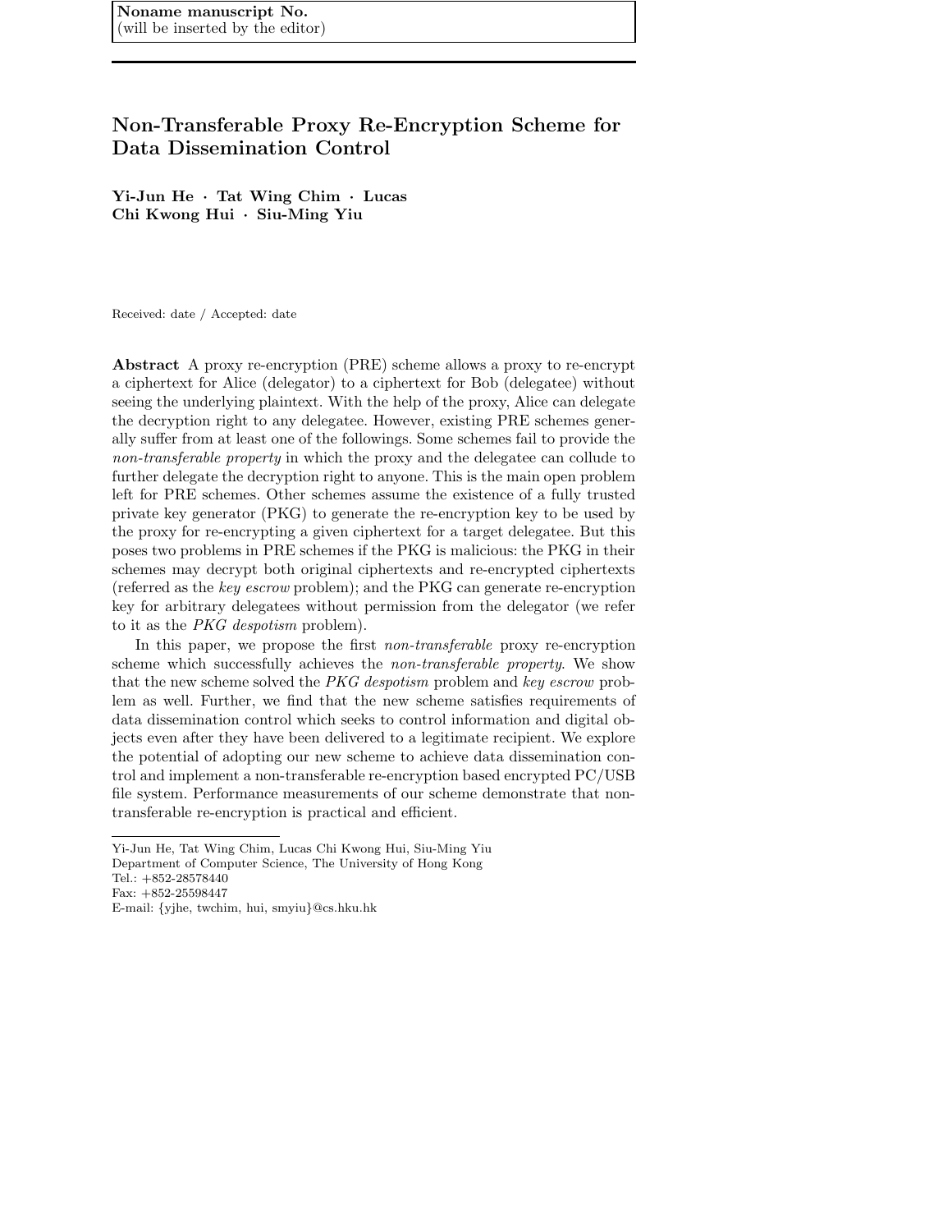**Noname manuscript No.**
(will be inserted by the editor)

# Non-Transferable Proxy Re-Encryption Scheme for Data Dissemination Control

**Yi-Jun He · Tat Wing Chim · Lucas Chi Kwong Hui · Siu-Ming Yiu**

Received: date / Accepted: date

**Abstract** A proxy re-encryption (PRE) scheme allows a proxy to re-encrypt a ciphertext for Alice (delegator) to a ciphertext for Bob (delegatee) without seeing the underlying plaintext. With the help of the proxy, Alice can delegate the decryption right to any delegatee. However, existing PRE schemes generally suffer from at least one of the followings. Some schemes fail to provide the *non-transferable property* in which the proxy and the delegatee can collude to further delegate the decryption right to anyone. This is the main open problem left for PRE schemes. Other schemes assume the existence of a fully trusted private key generator (PKG) to generate the re-encryption key to be used by the proxy for re-encrypting a given ciphertext for a target delegatee. But this poses two problems in PRE schemes if the PKG is malicious: the PKG in their schemes may decrypt both original ciphertexts and re-encrypted ciphertexts (referred as the *key escrow* problem); and the PKG can generate re-encryption key for arbitrary delegatees without permission from the delegator (we refer to it as the *PKG despotism* problem).

In this paper, we propose the first *non-transferable* proxy re-encryption scheme which successfully achieves the *non-transferable property*. We show that the new scheme solved the *PKG despotism* problem and *key escrow* problem as well. Further, we find that the new scheme satisfies requirements of data dissemination control which seeks to control information and digital objects even after they have been delivered to a legitimate recipient. We explore the potential of adopting our new scheme to achieve data dissemination control and implement a non-transferable re-encryption based encrypted PC/USB file system. Performance measurements of our scheme demonstrate that non-transferable re-encryption is practical and efficient.

---

Yi-Jun He, Tat Wing Chim, Lucas Chi Kwong Hui, Siu-Ming Yiu
Department of Computer Science, The University of Hong Kong
Tel.: +852-28578440
Fax: +852-25598447
E-mail: {yjhe, twchim, hui, smyiu}@cs.hku.hk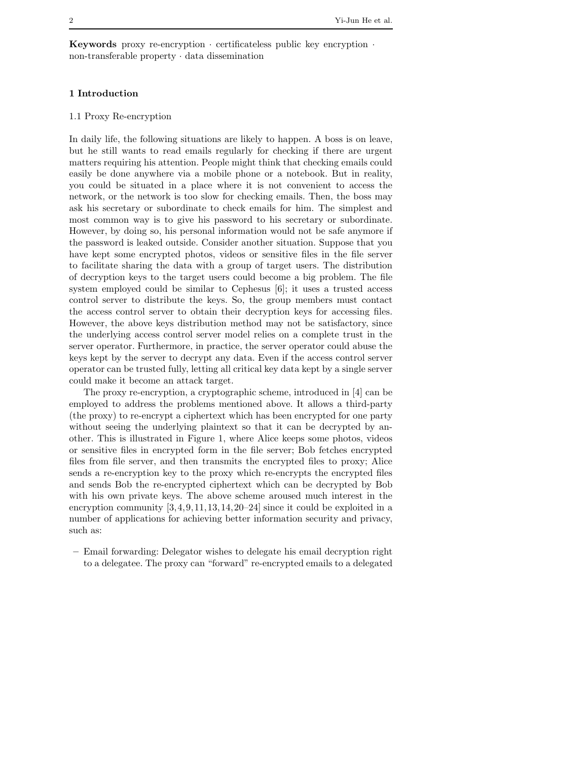**Keywords** proxy re-encryption · certificateless public key encryption · non-transferable property · data dissemination

## 1 Introduction

### 1.1 Proxy Re-encryption

In daily life, the following situations are likely to happen. A boss is on leave, but he still wants to read emails regularly for checking if there are urgent matters requiring his attention. People might think that checking emails could easily be done anywhere via a mobile phone or a notebook. But in reality, you could be situated in a place where it is not convenient to access the network, or the network is too slow for checking emails. Then, the boss may ask his secretary or subordinate to check emails for him. The simplest and most common way is to give his password to his secretary or subordinate. However, by doing so, his personal information would not be safe anymore if the password is leaked outside. Consider another situation. Suppose that you have kept some encrypted photos, videos or sensitive files in the file server to facilitate sharing the data with a group of target users. The distribution of decryption keys to the target users could become a big problem. The file system employed could be similar to Cephesus [6]; it uses a trusted access control server to distribute the keys. So, the group members must contact the access control server to obtain their decryption keys for accessing files. However, the above keys distribution method may not be satisfactory, since the underlying access control server model relies on a complete trust in the server operator. Furthermore, in practice, the server operator could abuse the keys kept by the server to decrypt any data. Even if the access control server operator can be trusted fully, letting all critical key data kept by a single server could make it become an attack target.

The proxy re-encryption, a cryptographic scheme, introduced in [4] can be employed to address the problems mentioned above. It allows a third-party (the proxy) to re-encrypt a ciphertext which has been encrypted for one party without seeing the underlying plaintext so that it can be decrypted by another. This is illustrated in Figure 1, where Alice keeps some photos, videos or sensitive files in encrypted form in the file server; Bob fetches encrypted files from file server, and then transmits the encrypted files to proxy; Alice sends a re-encryption key to the proxy which re-encrypts the encrypted files and sends Bob the re-encrypted ciphertext which can be decrypted by Bob with his own private keys. The above scheme aroused much interest in the encryption community [3,4,9,11,13,14,20–24] since it could be exploited in a number of applications for achieving better information security and privacy, such as:

- Email forwarding: Delegator wishes to delegate his email decryption right to a delegatee. The proxy can "forward" re-encrypted emails to a delegated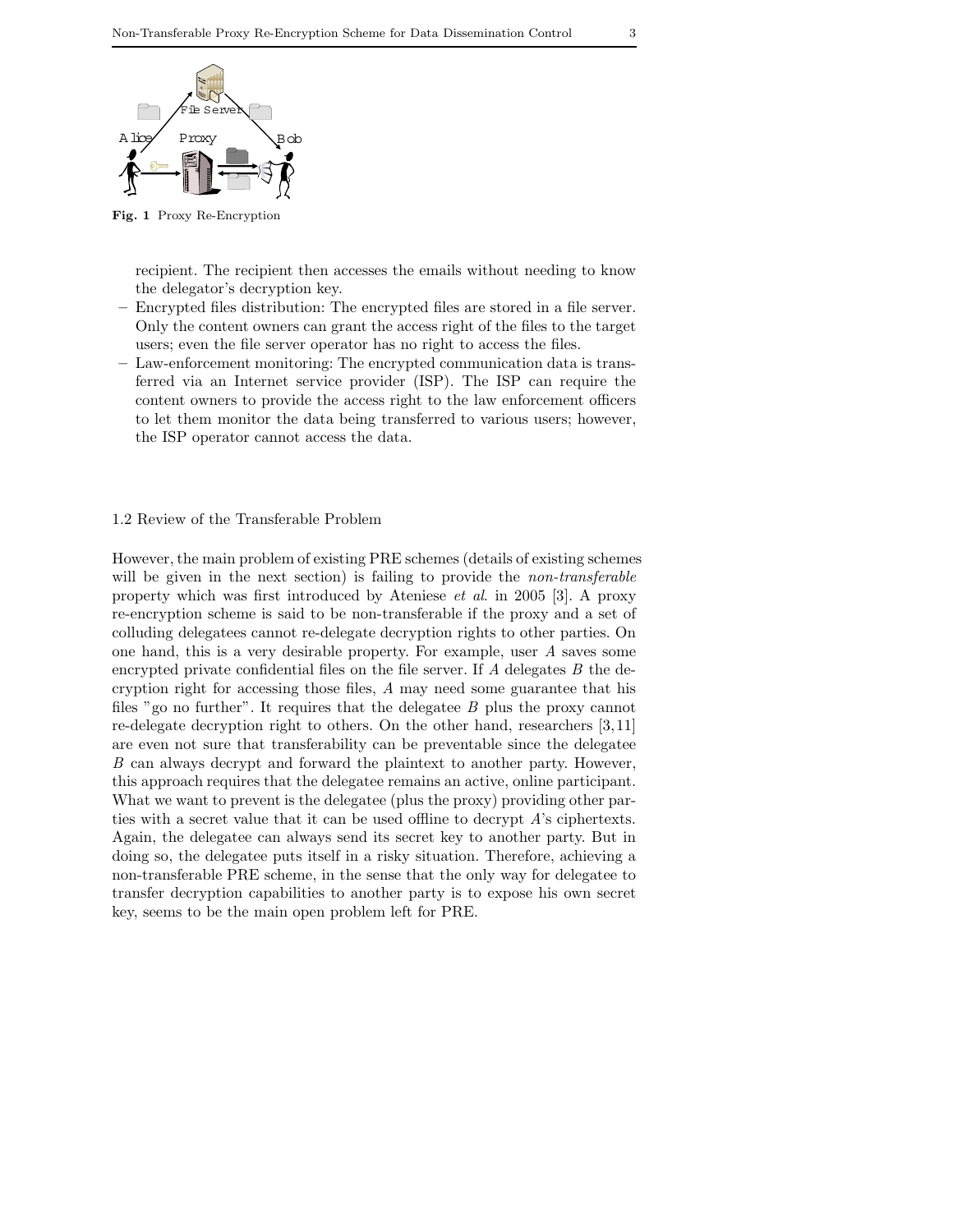Fig. 1 Proxy Re-Encryption

recipient. The recipient then accesses the emails without needing to know the delegator's decryption key.

– Encrypted files distribution: The encrypted files are stored in a file server. Only the content owners can grant the access right of the files to the target users; even the file server operator has no right to access the files.
– Law-enforcement monitoring: The encrypted communication data is transferred via an Internet service provider (ISP). The ISP can require the content owners to provide the access right to the law enforcement officers to let them monitor the data being transferred to various users; however, the ISP operator cannot access the data.

## 1.2 Review of the Transferable Problem

However, the main problem of existing PRE schemes (details of existing schemes will be given in the next section) is failing to provide the *non-transferable* property which was first introduced by Ateniese *et al*. in 2005 [3]. A proxy re-encryption scheme is said to be non-transferable if the proxy and a set of colluding delegatees cannot re-delegate decryption rights to other parties. On one hand, this is a very desirable property. For example, user $A$ saves some encrypted private confidential files on the file server. If $A$ delegates $B$ the decryption right for accessing those files, $A$ may need some guarantee that his files "go no further". It requires that the delegatee $B$ plus the proxy cannot re-delegate decryption right to others. On the other hand, researchers [3,11] are even not sure that transferability can be preventable since the delegatee $B$ can always decrypt and forward the plaintext to another party. However, this approach requires that the delegatee remains an active, online participant. What we want to prevent is the delegatee (plus the proxy) providing other parties with a secret value that it can be used offline to decrypt $A$'s ciphertexts. Again, the delegatee can always send its secret key to another party. But in doing so, the delegatee puts itself in a risky situation. Therefore, achieving a non-transferable PRE scheme, in the sense that the only way for delegatee to transfer decryption capabilities to another party is to expose his own secret key, seems to be the main open problem left for PRE.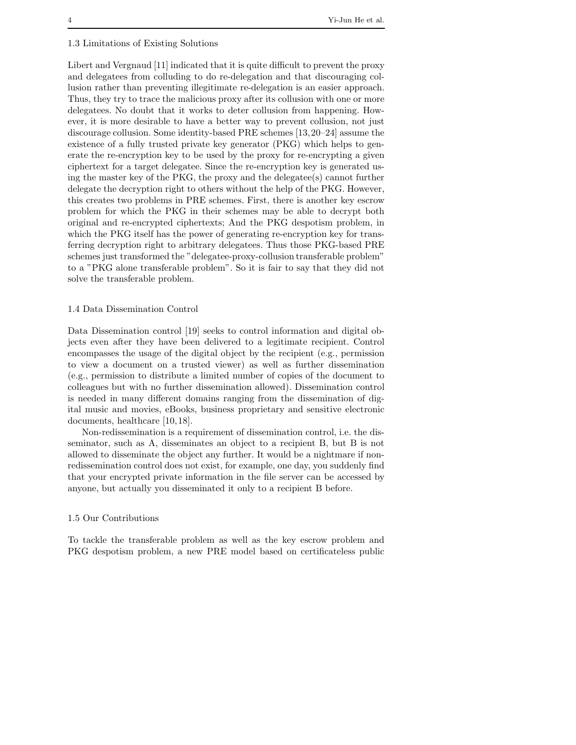### 1.3 Limitations of Existing Solutions

Libert and Vergnaud [11] indicated that it is quite difficult to prevent the proxy and delegatees from colluding to do re-delegation and that discouraging collusion rather than preventing illegitimate re-delegation is an easier approach. Thus, they try to trace the malicious proxy after its collusion with one or more delegatees. No doubt that it works to deter collusion from happening. However, it is more desirable to have a better way to prevent collusion, not just discourage collusion. Some identity-based PRE schemes [13,20–24] assume the existence of a fully trusted private key generator (PKG) which helps to generate the re-encryption key to be used by the proxy for re-encrypting a given ciphertext for a target delegatee. Since the re-encryption key is generated using the master key of the PKG, the proxy and the delegatee(s) cannot further delegate the decryption right to others without the help of the PKG. However, this creates two problems in PRE schemes. First, there is another key escrow problem for which the PKG in their schemes may be able to decrypt both original and re-encrypted ciphertexts; And the PKG despotism problem, in which the PKG itself has the power of generating re-encryption key for transferring decryption right to arbitrary delegatees. Thus those PKG-based PRE schemes just transformed the "delegatee-proxy-collusion transferable problem" to a "PKG alone transferable problem". So it is fair to say that they did not solve the transferable problem.

### 1.4 Data Dissemination Control

Data Dissemination control [19] seeks to control information and digital objects even after they have been delivered to a legitimate recipient. Control encompasses the usage of the digital object by the recipient (e.g., permission to view a document on a trusted viewer) as well as further dissemination (e.g., permission to distribute a limited number of copies of the document to colleagues but with no further dissemination allowed). Dissemination control is needed in many different domains ranging from the dissemination of digital music and movies, eBooks, business proprietary and sensitive electronic documents, healthcare [10,18].

Non-redissemination is a requirement of dissemination control, i.e. the disseminator, such as A, disseminates an object to a recipient B, but B is not allowed to disseminate the object any further. It would be a nightmare if non-redissemination control does not exist, for example, one day, you suddenly find that your encrypted private information in the file server can be accessed by anyone, but actually you disseminated it only to a recipient B before.

### 1.5 Our Contributions

To tackle the transferable problem as well as the key escrow problem and PKG despotism problem, a new PRE model based on certificateless public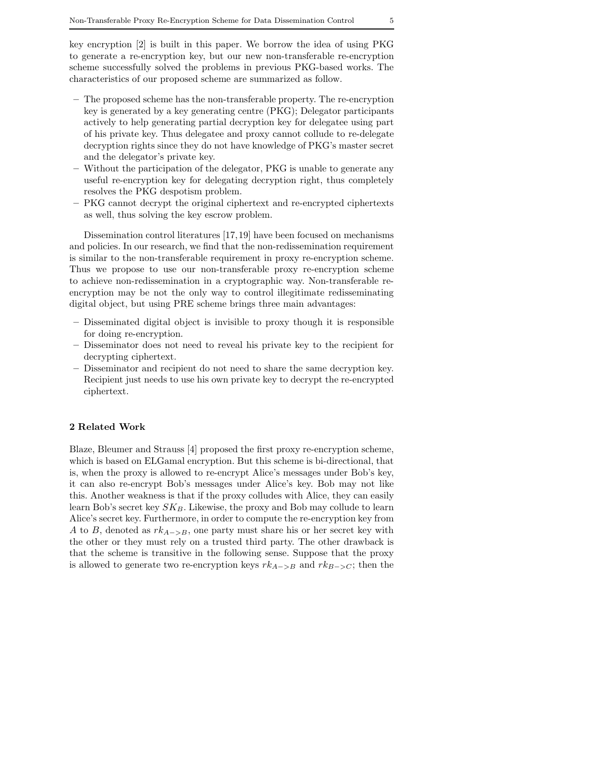key encryption [2] is built in this paper. We borrow the idea of using PKG to generate a re-encryption key, but our new non-transferable re-encryption scheme successfully solved the problems in previous PKG-based works. The characteristics of our proposed scheme are summarized as follow.

- The proposed scheme has the non-transferable property. The re-encryption key is generated by a key generating centre (PKG); Delegator participants actively to help generating partial decryption key for delegatee using part of his private key. Thus delegatee and proxy cannot collude to re-delegate decryption rights since they do not have knowledge of PKG's master secret and the delegator's private key.
- Without the participation of the delegator, PKG is unable to generate any useful re-encryption key for delegating decryption right, thus completely resolves the PKG despotism problem.
- PKG cannot decrypt the original ciphertext and re-encrypted ciphertexts as well, thus solving the key escrow problem.

Dissemination control literatures [17, 19] have been focused on mechanisms and policies. In our research, we find that the non-redissemination requirement is similar to the non-transferable requirement in proxy re-encryption scheme. Thus we propose to use our non-transferable proxy re-encryption scheme to achieve non-redissemination in a cryptographic way. Non-transferable re-encryption may be not the only way to control illegitimate redisseminating digital object, but using PRE scheme brings three main advantages:

- Disseminated digital object is invisible to proxy though it is responsible for doing re-encryption.
- Disseminator does not need to reveal his private key to the recipient for decrypting ciphertext.
- Disseminator and recipient do not need to share the same decryption key. Recipient just needs to use his own private key to decrypt the re-encrypted ciphertext.

## 2 Related Work

Blaze, Bleumer and Strauss [4] proposed the first proxy re-encryption scheme, which is based on ELGamal encryption. But this scheme is bi-directional, that is, when the proxy is allowed to re-encrypt Alice's messages under Bob's key, it can also re-encrypt Bob's messages under Alice's key. Bob may not like this. Another weakness is that if the proxy colludes with Alice, they can easily learn Bob's secret key $SK_B$. Likewise, the proxy and Bob may collude to learn Alice's secret key. Furthermore, in order to compute the re-encryption key from $A$ to $B$, denoted as $rk_{A->B}$, one party must share his or her secret key with the other or they must rely on a trusted third party. The other drawback is that the scheme is transitive in the following sense. Suppose that the proxy is allowed to generate two re-encryption keys $rk_{A->B}$ and $rk_{B->C}$; then the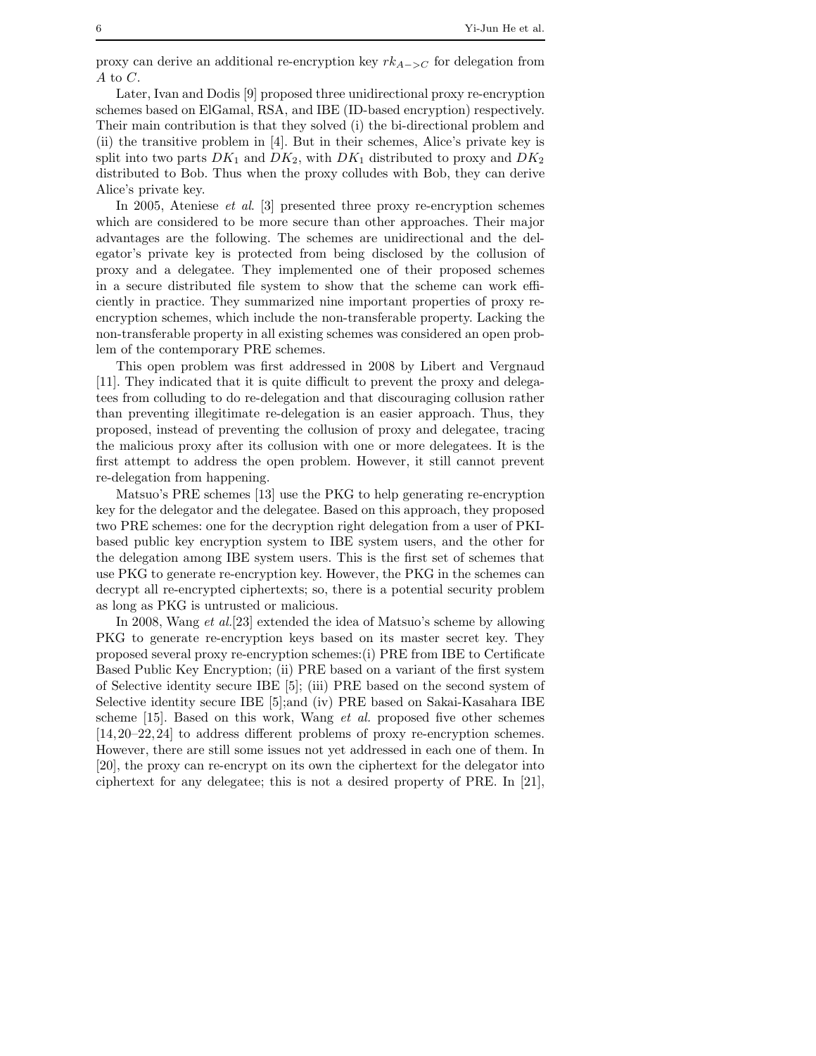proxy can derive an additional re-encryption key $rk_{A->C}$ for delegation from $A$ to $C$.

Later, Ivan and Dodis [9] proposed three unidirectional proxy re-encryption schemes based on ElGamal, RSA, and IBE (ID-based encryption) respectively. Their main contribution is that they solved (i) the bi-directional problem and (ii) the transitive problem in [4]. But in their schemes, Alice's private key is split into two parts $DK_1$ and $DK_2$, with $DK_1$ distributed to proxy and $DK_2$ distributed to Bob. Thus when the proxy colludes with Bob, they can derive Alice's private key.

In 2005, Ateniese *et al.* [3] presented three proxy re-encryption schemes which are considered to be more secure than other approaches. Their major advantages are the following. The schemes are unidirectional and the delegator's private key is protected from being disclosed by the collusion of proxy and a delegatee. They implemented one of their proposed schemes in a secure distributed file system to show that the scheme can work efficiently in practice. They summarized nine important properties of proxy re-encryption schemes, which include the non-transferable property. Lacking the non-transferable property in all existing schemes was considered an open problem of the contemporary PRE schemes.

This open problem was first addressed in 2008 by Libert and Vergnaud [11]. They indicated that it is quite difficult to prevent the proxy and delegatees from colluding to do re-delegation and that discouraging collusion rather than preventing illegitimate re-delegation is an easier approach. Thus, they proposed, instead of preventing the collusion of proxy and delegatee, tracing the malicious proxy after its collusion with one or more delegatees. It is the first attempt to address the open problem. However, it still cannot prevent re-delegation from happening.

Matsuo's PRE schemes [13] use the PKG to help generating re-encryption key for the delegator and the delegatee. Based on this approach, they proposed two PRE schemes: one for the decryption right delegation from a user of PKI-based public key encryption system to IBE system users, and the other for the delegation among IBE system users. This is the first set of schemes that use PKG to generate re-encryption key. However, the PKG in the schemes can decrypt all re-encrypted ciphertexts; so, there is a potential security problem as long as PKG is untrusted or malicious.

In 2008, Wang *et al.*[23] extended the idea of Matsuo's scheme by allowing PKG to generate re-encryption keys based on its master secret key. They proposed several proxy re-encryption schemes:(i) PRE from IBE to Certificate Based Public Key Encryption; (ii) PRE based on a variant of the first system of Selective identity secure IBE [5]; (iii) PRE based on the second system of Selective identity secure IBE [5];and (iv) PRE based on Sakai-Kasahara IBE scheme [15]. Based on this work, Wang *et al.* proposed five other schemes [14, 20–22, 24] to address different problems of proxy re-encryption schemes. However, there are still some issues not yet addressed in each one of them. In [20], the proxy can re-encrypt on its own the ciphertext for the delegator into ciphertext for any delegatee; this is not a desired property of PRE. In [21],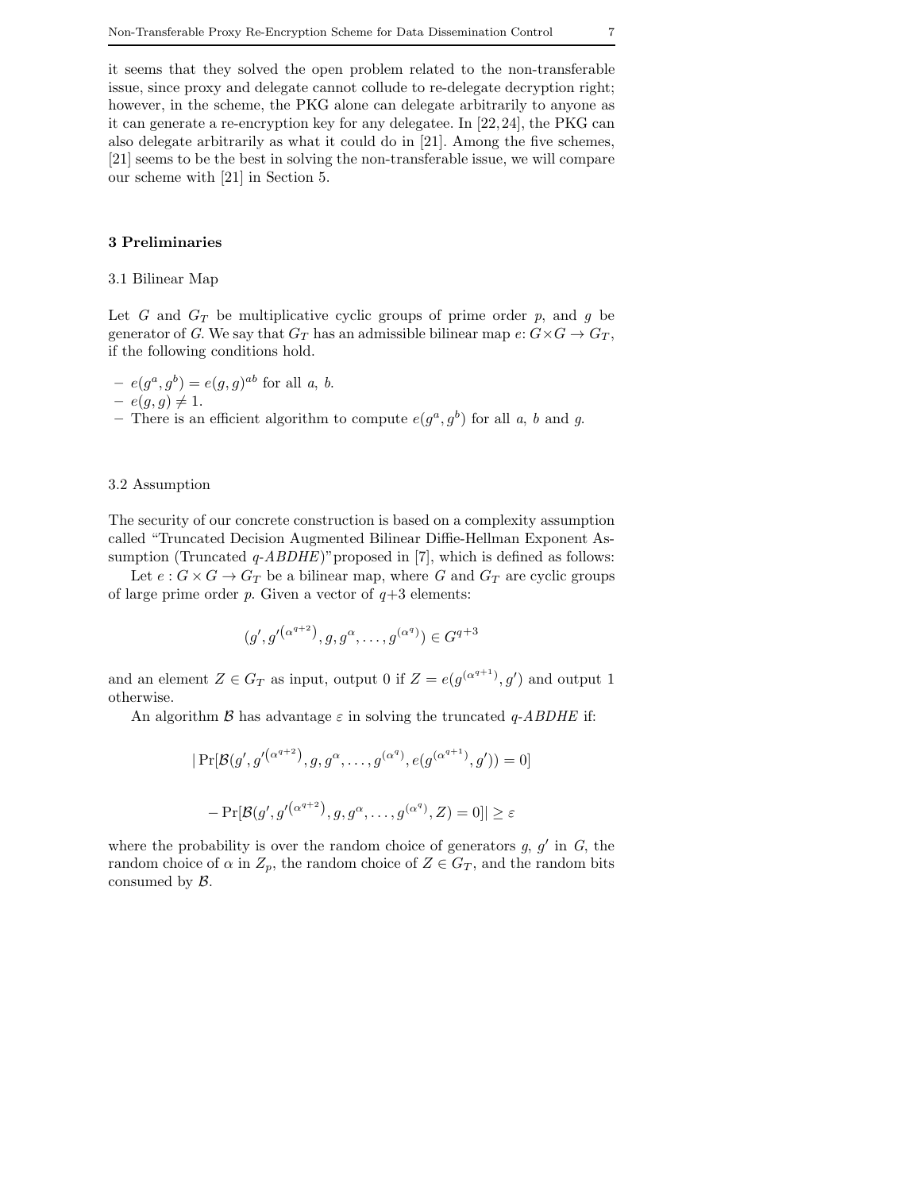it seems that they solved the open problem related to the non-transferable issue, since proxy and delegate cannot collude to re-delegate decryption right; however, in the scheme, the PKG alone can delegate arbitrarily to anyone as it can generate a re-encryption key for any delegatee. In [22,24], the PKG can also delegate arbitrarily as what it could do in [21]. Among the five schemes, [21] seems to be the best in solving the non-transferable issue, we will compare our scheme with [21] in Section 5.

## 3 Preliminaries

### 3.1 Bilinear Map

Let $G$ and $G_T$ be multiplicative cyclic groups of prime order $p$, and $g$ be generator of $G$. We say that $G_T$ has an admissible bilinear map $e$: $G \times G \to G_T$, if the following conditions hold.

- $e(g^a, g^b) = e(g, g)^{ab}$ for all $a$, $b$.
- $e(g, g) \neq 1$.
- There is an efficient algorithm to compute $e(g^a, g^b)$ for all $a$, $b$ and $g$.

### 3.2 Assumption

The security of our concrete construction is based on a complexity assumption called "Truncated Decision Augmented Bilinear Diffie-Hellman Exponent Assumption (Truncated *q-ABDHE*)" proposed in [7], which is defined as follows:

Let $e : G \times G \to G_T$ be a bilinear map, where $G$ and $G_T$ are cyclic groups of large prime order $p$. Given a vector of $q+3$ elements:

$$(g', g'^{(\alpha^{q+2})}, g, g^{\alpha}, \ldots, g^{(\alpha^q)}) \in G^{q+3}$$

and an element $Z \in G_T$ as input, output 0 if $Z = e(g^{(\alpha^{q+1})}, g')$ and output 1 otherwise.

An algorithm $\mathcal{B}$ has advantage $\varepsilon$ in solving the truncated *q-ABDHE* if:

$$|\Pr[\mathcal{B}(g', g'^{(\alpha^{q+2})}, g, g^{\alpha}, \ldots, g^{(\alpha^q)}, e(g^{(\alpha^{q+1})}, g')) = 0]$$

$$- \Pr[\mathcal{B}(g', g'^{(\alpha^{q+2})}, g, g^{\alpha}, \ldots, g^{(\alpha^q)}, Z) = 0]| \geq \varepsilon$$

where the probability is over the random choice of generators $g$, $g'$ in $G$, the random choice of $\alpha$ in $Z_p$, the random choice of $Z \in G_T$, and the random bits consumed by $\mathcal{B}$.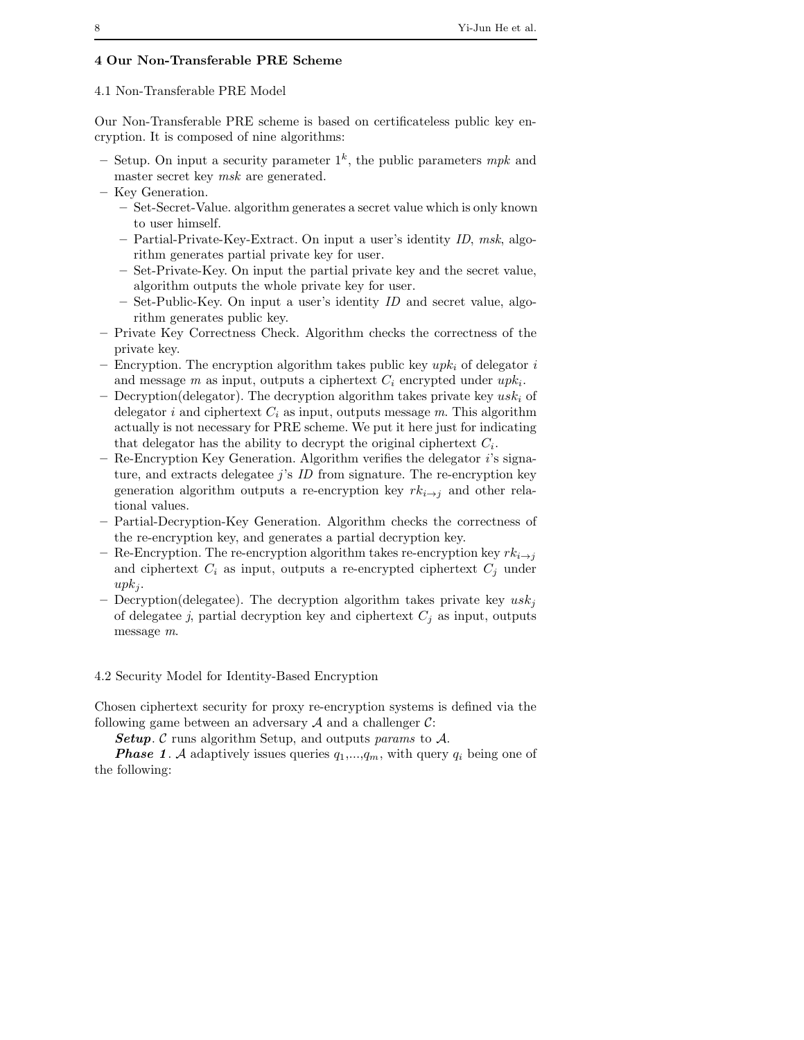## 4 Our Non-Transferable PRE Scheme

### 4.1 Non-Transferable PRE Model

Our Non-Transferable PRE scheme is based on certificateless public key encryption. It is composed of nine algorithms:

- Setup. On input a security parameter $1^k$, the public parameters *mpk* and master secret key *msk* are generated.
- Key Generation.
  - Set-Secret-Value. algorithm generates a secret value which is only known to user himself.
  - Partial-Private-Key-Extract. On input a user's identity *ID*, *msk*, algorithm generates partial private key for user.
  - Set-Private-Key. On input the partial private key and the secret value, algorithm outputs the whole private key for user.
  - Set-Public-Key. On input a user's identity *ID* and secret value, algorithm generates public key.
- Private Key Correctness Check. Algorithm checks the correctness of the private key.
- Encryption. The encryption algorithm takes public key $upk_i$ of delegator $i$ and message $m$ as input, outputs a ciphertext $C_i$ encrypted under $upk_i$.
- Decryption(delegator). The decryption algorithm takes private key $usk_i$ of delegator $i$ and ciphertext $C_i$ as input, outputs message $m$. This algorithm actually is not necessary for PRE scheme. We put it here just for indicating that delegator has the ability to decrypt the original ciphertext $C_i$.
- Re-Encryption Key Generation. Algorithm verifies the delegator $i$'s signature, and extracts delegatee $j$'s *ID* from signature. The re-encryption key generation algorithm outputs a re-encryption key $rk_{i \to j}$ and other relational values.
- Partial-Decryption-Key Generation. Algorithm checks the correctness of the re-encryption key, and generates a partial decryption key.
- Re-Encryption. The re-encryption algorithm takes re-encryption key $rk_{i \to j}$ and ciphertext $C_i$ as input, outputs a re-encrypted ciphertext $C_j$ under $upk_j$.
- Decryption(delegatee). The decryption algorithm takes private key $usk_j$ of delegatee $j$, partial decryption key and ciphertext $C_j$ as input, outputs message $m$.

### 4.2 Security Model for Identity-Based Encryption

Chosen ciphertext security for proxy re-encryption systems is defined via the following game between an adversary $\mathcal{A}$ and a challenger $\mathcal{C}$:

***Setup***. $\mathcal{C}$ runs algorithm Setup, and outputs *params* to $\mathcal{A}$.

***Phase 1***. $\mathcal{A}$ adaptively issues queries $q_1$,...,$q_m$, with query $q_i$ being one of the following: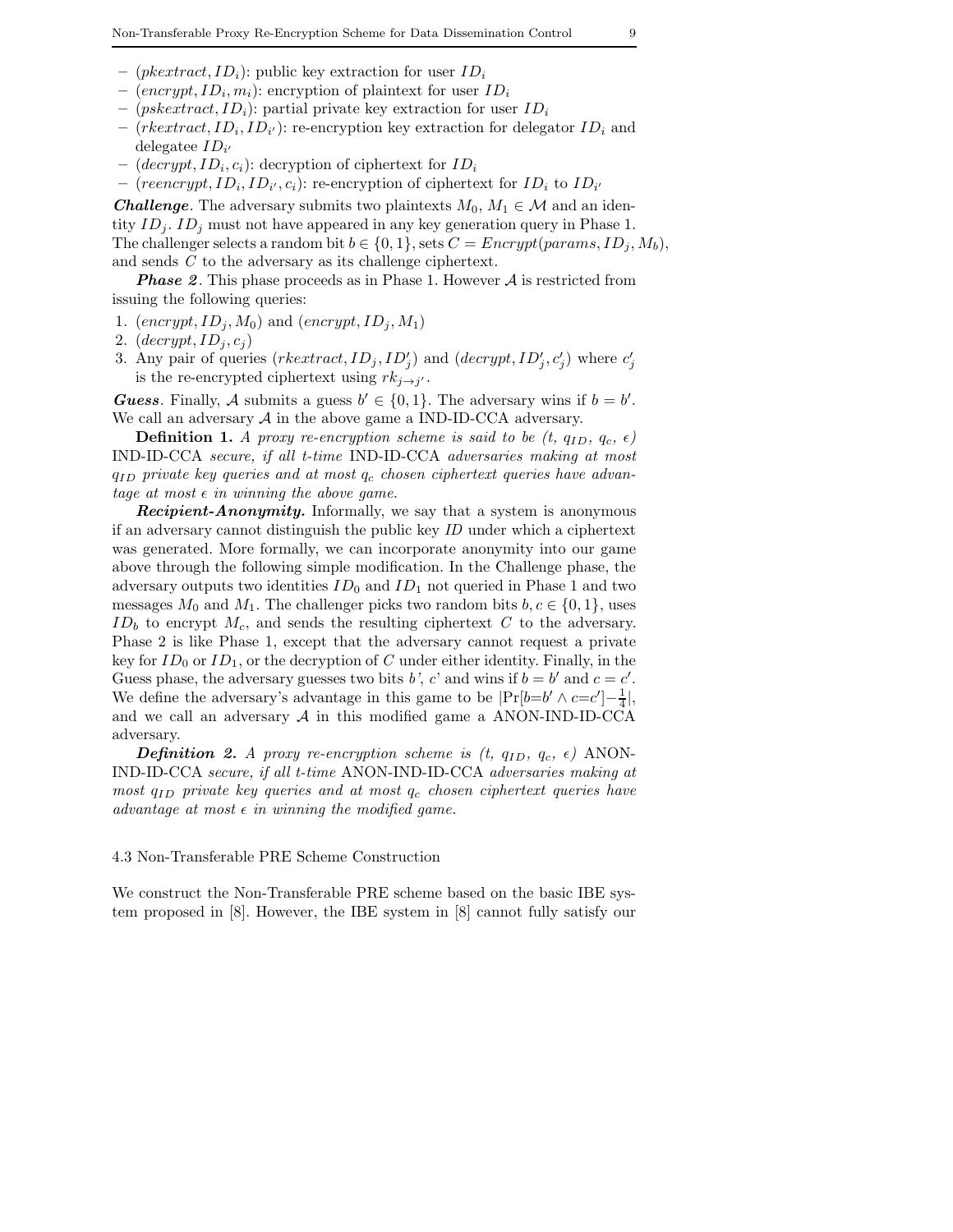- $(pkextract, ID_i)$: public key extraction for user $ID_i$
- $(encrypt, ID_i, m_i)$: encryption of plaintext for user $ID_i$
- $(pskextract, ID_i)$: partial private key extraction for user $ID_i$
- $(rkextract, ID_i, ID_{i'})$: re-encryption key extraction for delegator $ID_i$ and delegatee $ID_{i'}$
- $(decrypt, ID_i, c_i)$: decryption of ciphertext for $ID_i$
- $(reencrypt, ID_i, ID_{i'}, c_i)$: re-encryption of ciphertext for $ID_i$ to $ID_{i'}$

***Challenge***. The adversary submits two plaintexts $M_0, M_1 \in \mathcal{M}$ and an identity $ID_j$. $ID_j$ must not have appeared in any key generation query in Phase 1. The challenger selects a random bit $b \in \{0,1\}$, sets $C = Encrypt(params, ID_j, M_b)$, and sends $C$ to the adversary as its challenge ciphertext.

***Phase 2***. This phase proceeds as in Phase 1. However $\mathcal{A}$ is restricted from issuing the following queries:

1. $(encrypt, ID_j, M_0)$ and $(encrypt, ID_j, M_1)$
2. $(decrypt, ID_j, c_j)$
3. Any pair of queries $(rkextract, ID_j, ID'_j)$ and $(decrypt, ID'_j, c'_j)$ where $c'_j$ is the re-encrypted ciphertext using $rk_{j \to j'}$.

***Guess***. Finally, $\mathcal{A}$ submits a guess $b' \in \{0,1\}$. The adversary wins if $b = b'$. We call an adversary $\mathcal{A}$ in the above game a IND-ID-CCA adversary.

**Definition 1.** *A proxy re-encryption scheme is said to be (t, $q_{ID}$, $q_c$, $\epsilon$)* IND-ID-CCA *secure, if all t-time* IND-ID-CCA *adversaries making at most $q_{ID}$ private key queries and at most $q_c$ chosen ciphertext queries have advantage at most $\epsilon$ in winning the above game.*

***Recipient-Anonymity.*** Informally, we say that a system is anonymous if an adversary cannot distinguish the public key *ID* under which a ciphertext was generated. More formally, we can incorporate anonymity into our game above through the following simple modification. In the Challenge phase, the adversary outputs two identities $ID_0$ and $ID_1$ not queried in Phase 1 and two messages $M_0$ and $M_1$. The challenger picks two random bits $b, c \in \{0,1\}$, uses $ID_b$ to encrypt $M_c$, and sends the resulting ciphertext $C$ to the adversary. Phase 2 is like Phase 1, except that the adversary cannot request a private key for $ID_0$ or $ID_1$, or the decryption of $C$ under either identity. Finally, in the Guess phase, the adversary guesses two bits $b'$, $c'$ and wins if $b = b'$ and $c = c'$. We define the adversary's advantage in this game to be $|\Pr[b{=}b' \wedge c{=}c'] - \frac{1}{4}|$, and we call an adversary $\mathcal{A}$ in this modified game a ANON-IND-ID-CCA adversary.

***Definition 2.*** *A proxy re-encryption scheme is (t, $q_{ID}$, $q_c$, $\epsilon$)* ANON-IND-ID-CCA *secure, if all t-time* ANON-IND-ID-CCA *adversaries making at most $q_{ID}$ private key queries and at most $q_c$ chosen ciphertext queries have advantage at most $\epsilon$ in winning the modified game.*

### 4.3 Non-Transferable PRE Scheme Construction

We construct the Non-Transferable PRE scheme based on the basic IBE system proposed in [8]. However, the IBE system in [8] cannot fully satisfy our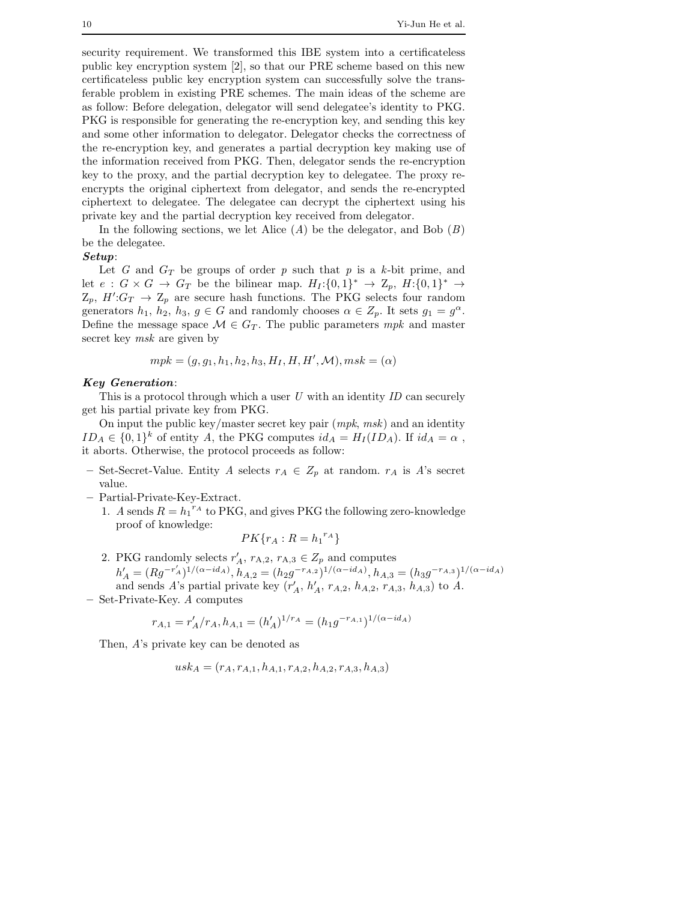security requirement. We transformed this IBE system into a certificateless public key encryption system [2], so that our PRE scheme based on this new certificateless public key encryption system can successfully solve the transferable problem in existing PRE schemes. The main ideas of the scheme are as follow: Before delegation, delegator will send delegatee's identity to PKG. PKG is responsible for generating the re-encryption key, and sending this key and some other information to delegator. Delegator checks the correctness of the re-encryption key, and generates a partial decryption key making use of the information received from PKG. Then, delegator sends the re-encryption key to the proxy, and the partial decryption key to delegatee. The proxy re-encrypts the original ciphertext from delegator, and sends the re-encrypted ciphertext to delegatee. The delegatee can decrypt the ciphertext using his private key and the partial decryption key received from delegator.

In the following sections, we let Alice ($A$) be the delegator, and Bob ($B$) be the delegatee.

***Setup***:

Let $G$ and $G_T$ be groups of order $p$ such that $p$ is a $k$-bit prime, and let $e : G \times G \rightarrow G_T$ be the bilinear map. $H_I$:$\{0,1\}^* \rightarrow Z_p$, $H$:$\{0,1\}^* \rightarrow Z_p$, $H'$:$G_T \rightarrow Z_p$ are secure hash functions. The PKG selects four random generators $h_1$, $h_2$, $h_3$, $g \in G$ and randomly chooses $\alpha \in Z_p$. It sets $g_1 = g^{\alpha}$. Define the message space $\mathcal{M} \in G_T$. The public parameters $mpk$ and master secret key $msk$ are given by

$$mpk = (g, g_1, h_1, h_2, h_3, H_I, H, H', \mathcal{M}), msk = (\alpha)$$

***Key Generation***:

This is a protocol through which a user $U$ with an identity $ID$ can securely get his partial private key from PKG.

On input the public key/master secret key pair ($mpk$, $msk$) and an identity $ID_A \in \{0,1\}^k$ of entity $A$, the PKG computes $id_A = H_I(ID_A)$. If $id_A = \alpha$ , it aborts. Otherwise, the protocol proceeds as follow:

- Set-Secret-Value. Entity $A$ selects $r_A \in Z_p$ at random. $r_A$ is $A$'s secret value.
- Partial-Private-Key-Extract.
  1. $A$ sends $R = {h_1}^{r_A}$ to PKG, and gives PKG the following zero-knowledge proof of knowledge:
  $$PK\{r_A : R = {h_1}^{r_A}\}$$
  2. PKG randomly selects $r'_A$, $r_{A,2}$, $r_{A,3} \in Z_p$ and computes $h'_A = (Rg^{-r'_A})^{1/(\alpha - id_A)}$, $h_{A,2} = (h_2 g^{-r_{A,2}})^{1/(\alpha - id_A)}$, $h_{A,3} = (h_3 g^{-r_{A,3}})^{1/(\alpha - id_A)}$ and sends $A$'s partial private key ($r'_A$, $h'_A$, $r_{A,2}$, $h_{A,2}$, $r_{A,3}$, $h_{A,3}$) to $A$.
- Set-Private-Key. $A$ computes

$$r_{A,1} = r'_A / r_A, h_{A,1} = (h'_A)^{1/r_A} = (h_1 g^{-r_{A,1}})^{1/(\alpha - id_A)}$$

Then, $A$'s private key can be denoted as

$$usk_A = (r_A, r_{A,1}, h_{A,1}, r_{A,2}, h_{A,2}, r_{A,3}, h_{A,3})$$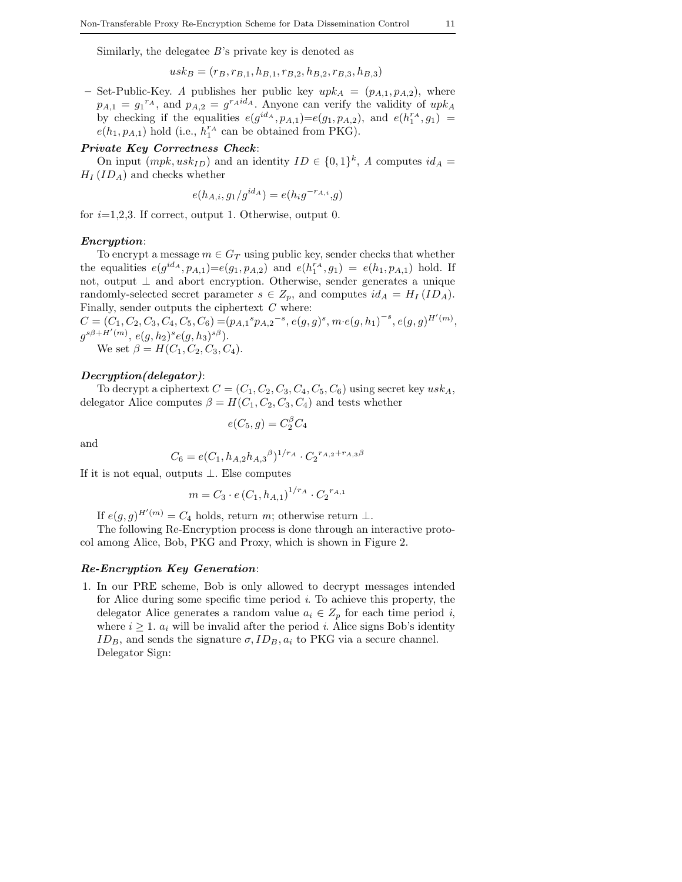Similarly, the delegatee $B$'s private key is denoted as

$$usk_B = (r_B, r_{B,1}, h_{B,1}, r_{B,2}, h_{B,2}, r_{B,3}, h_{B,3})$$

– Set-Public-Key. $A$ publishes her public key $upk_A = (p_{A,1}, p_{A,2})$, where $p_{A,1} = {g_1}^{r_A}$, and $p_{A,2} = g^{r_A id_A}$. Anyone can verify the validity of $upk_A$ by checking if the equalities $e(g^{id_A}, p_{A,1}) = e(g_1, p_{A,2})$, and $e(h_1^{r_A}, g_1) = e(h_1, p_{A,1})$ hold (i.e., $h_1^{r_A}$ can be obtained from PKG).

***Private Key Correctness Check***:

On input $(mpk, usk_{ID})$ and an identity $ID \in \{0,1\}^k$, $A$ computes $id_A = H_I(ID_A)$ and checks whether

$$e(h_{A,i}, g_1/g^{id_A}) = e(h_i g^{-r_{A,i}}, g)$$

for $i$=1,2,3. If correct, output 1. Otherwise, output 0.

***Encryption***:

To encrypt a message $m \in G_T$ using public key, sender checks that whether the equalities $e(g^{id_A}, p_{A,1}) = e(g_1, p_{A,2})$ and $e(h_1^{r_A}, g_1) = e(h_1, p_{A,1})$ hold. If not, output $\perp$ and abort encryption. Otherwise, sender generates a unique randomly-selected secret parameter $s \in Z_p$, and computes $id_A = H_I(ID_A)$. Finally, sender outputs the ciphertext $C$ where:
$C = (C_1, C_2, C_3, C_4, C_5, C_6) = ({p_{A,1}}^s {p_{A,2}}^{-s}, e(g,g)^s, m \cdot e(g, h_1)^{-s}, e(g,g)^{H'(m)}, g^{s\beta + H'(m)}, e(g, h_2)^s e(g, h_3)^{s\beta})$.

We set $\beta = H(C_1, C_2, C_3, C_4)$.

***Decryption(delegator)***:

To decrypt a ciphertext $C = (C_1, C_2, C_3, C_4, C_5, C_6)$ using secret key $usk_A$, delegator Alice computes $\beta = H(C_1, C_2, C_3, C_4)$ and tests whether

$$e(C_5, g) = C_2^{\beta} C_4$$

and

$$C_6 = e(C_1, h_{A,2} {h_{A,3}}^{\beta})^{1/r_A} \cdot {C_2}^{r_{A,2} + r_{A,3}\beta}$$

If it is not equal, outputs $\perp$. Else computes

$$m = C_3 \cdot e(C_1, h_{A,1})^{1/r_A} \cdot {C_2}^{r_{A,1}}$$

If $e(g,g)^{H'(m)} = C_4$ holds, return $m$; otherwise return $\perp$.

The following Re-Encryption process is done through an interactive protocol among Alice, Bob, PKG and Proxy, which is shown in Figure 2.

***Re-Encryption Key Generation***:

1. In our PRE scheme, Bob is only allowed to decrypt messages intended for Alice during some specific time period $i$. To achieve this property, the delegator Alice generates a random value $a_i \in Z_p$ for each time period $i$, where $i \geq 1$. $a_i$ will be invalid after the period $i$. Alice signs Bob's identity $ID_B$, and sends the signature $\sigma, ID_B, a_i$ to PKG via a secure channel.
   Delegator Sign: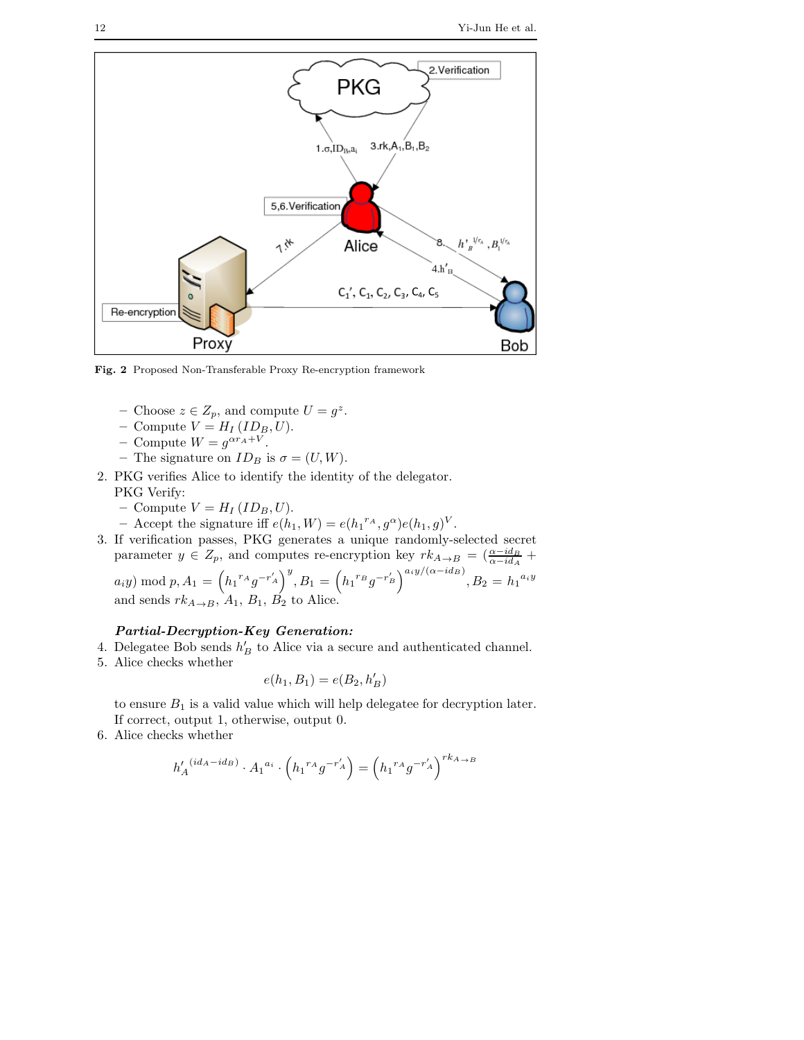**Fig. 2** Proposed Non-Transferable Proxy Re-encryption framework

- Choose $z \in Z_p$, and compute $U = g^z$.
- Compute $V = H_I(ID_B, U)$.
- Compute $W = g^{\alpha r_A + V}$.
- The signature on $ID_B$ is $\sigma = (U, W)$.

2. PKG verifies Alice to identify the identity of the delegator.
   PKG Verify:
   - Compute $V = H_I(ID_B, U)$.
   - Accept the signature iff $e(h_1, W) = e({h_1}^{r_A}, g^\alpha)e(h_1, g)^V$.
3. If verification passes, PKG generates a unique randomly-selected secret parameter $y \in Z_p$, and computes re-encryption key $rk_{A \to B} = (\frac{\alpha - id_B}{\alpha - id_A} + a_i y) \bmod p$, $A_1 = \left({h_1}^{r_A} g^{-r'_A}\right)^y$, $B_1 = \left({h_1}^{r_B} g^{-r'_B}\right)^{a_i y/(\alpha - id_B)}$, $B_2 = {h_1}^{a_i y}$ and sends $rk_{A \to B}$, $A_1$, $B_1$, $B_2$ to Alice.

***Partial-Decryption-Key Generation:***

4. Delegatee Bob sends $h'_B$ to Alice via a secure and authenticated channel.
5. Alice checks whether

$$e(h_1, B_1) = e(B_2, h'_B)$$

   to ensure $B_1$ is a valid value which will help delegatee for decryption later. If correct, output 1, otherwise, output 0.
6. Alice checks whether

$${h'_A}^{(id_A - id_B)} \cdot {A_1}^{a_i} \cdot \left({h_1}^{r_A} g^{-r'_A}\right) = \left({h_1}^{r_A} g^{-r'_A}\right)^{rk_{A \to B}}$$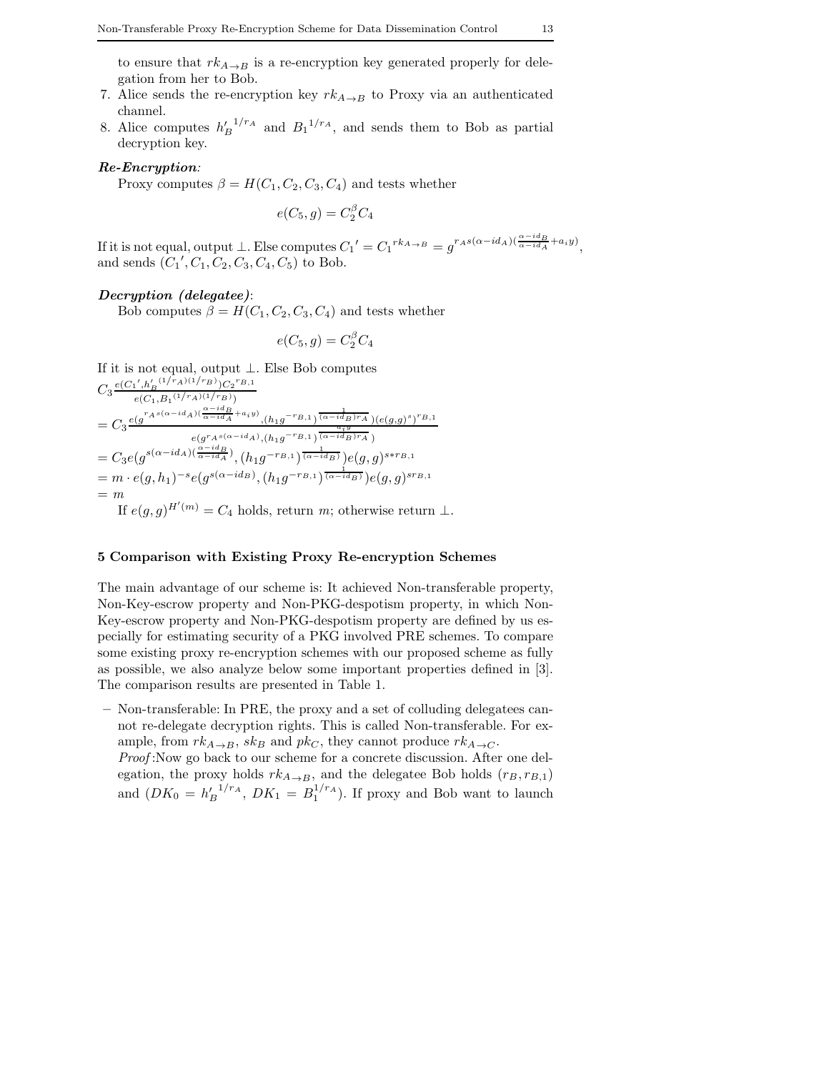to ensure that $rk_{A\to B}$ is a re-encryption key generated properly for delegation from her to Bob.

7. Alice sends the re-encryption key $rk_{A\to B}$ to Proxy via an authenticated channel.
8. Alice computes ${h'_B}^{1/r_A}$ and ${B_1}^{1/r_A}$, and sends them to Bob as partial decryption key.

***Re-Encryption:***

Proxy computes $\beta = H(C_1, C_2, C_3, C_4)$ and tests whether

$$e(C_5, g) = C_2^{\beta} C_4$$

If it is not equal, output $\perp$. Else computes ${C_1}' = {C_1}^{rk_{A\to B}} = g^{r_A s(\alpha - id_A)(\frac{\alpha - id_B}{\alpha - id_A} + a_i y)}$, and sends $({C_1}', C_1, C_2, C_3, C_4, C_5)$ to Bob.

***Decryption (delegatee)***:

Bob computes $\beta = H(C_1, C_2, C_3, C_4)$ and tests whether

$$e(C_5, g) = C_2^{\beta} C_4$$

If it is not equal, output $\perp$. Else Bob computes

$$
\begin{aligned}
& C_3 \frac{e({C_1}', {h'_B}^{(1/r_A)(1/r_B)}) {C_2}^{r_{B,1}}}{e(C_1, {B_1}^{(1/r_A)(1/r_B)})} \\
&= C_3 \frac{e(g^{r_A s(\alpha - id_A)(\frac{\alpha - id_B}{\alpha - id_A} + a_i y)}, (h_1 g^{-r_{B,1}})^{\frac{1}{(\alpha - id_B) r_A}})(e(g,g)^s)^{r_{B,1}}}{e(g^{r_A s(\alpha - id_A)}, (h_1 g^{-r_{B,1}})^{\frac{a_i y}{(\alpha - id_B) r_A}})} \\
&= C_3 e(g^{s(\alpha - id_A)(\frac{\alpha - id_B}{\alpha - id_A})}, (h_1 g^{-r_{B,1}})^{\frac{1}{(\alpha - id_B)}}) e(g,g)^{s * r_{B,1}} \\
&= m \cdot e(g, h_1)^{-s} e(g^{s(\alpha - id_B)}, (h_1 g^{-r_{B,1}})^{\frac{1}{(\alpha - id_B)}}) e(g,g)^{s r_{B,1}} \\
&= m
\end{aligned}
$$

If $e(g,g)^{H'(m)} = C_4$ holds, return $m$; otherwise return $\perp$.

## 5 Comparison with Existing Proxy Re-encryption Schemes

The main advantage of our scheme is: It achieved Non-transferable property, Non-Key-escrow property and Non-PKG-despotism property, in which Non-Key-escrow property and Non-PKG-despotism property are defined by us especially for estimating security of a PKG involved PRE schemes. To compare some existing proxy re-encryption schemes with our proposed scheme as fully as possible, we also analyze below some important properties defined in [3]. The comparison results are presented in Table 1.

– Non-transferable: In PRE, the proxy and a set of colluding delegatees cannot re-delegate decryption rights. This is called Non-transferable. For example, from $rk_{A\to B}$, $sk_B$ and $pk_C$, they cannot produce $rk_{A\to C}$.
  *Proof*:Now go back to our scheme for a concrete discussion. After one delegation, the proxy holds $rk_{A\to B}$, and the delegatee Bob holds $(r_B, r_{B,1})$ and $(DK_0 = {h'_B}^{1/r_A},\ DK_1 = B_1^{1/r_A})$. If proxy and Bob want to launch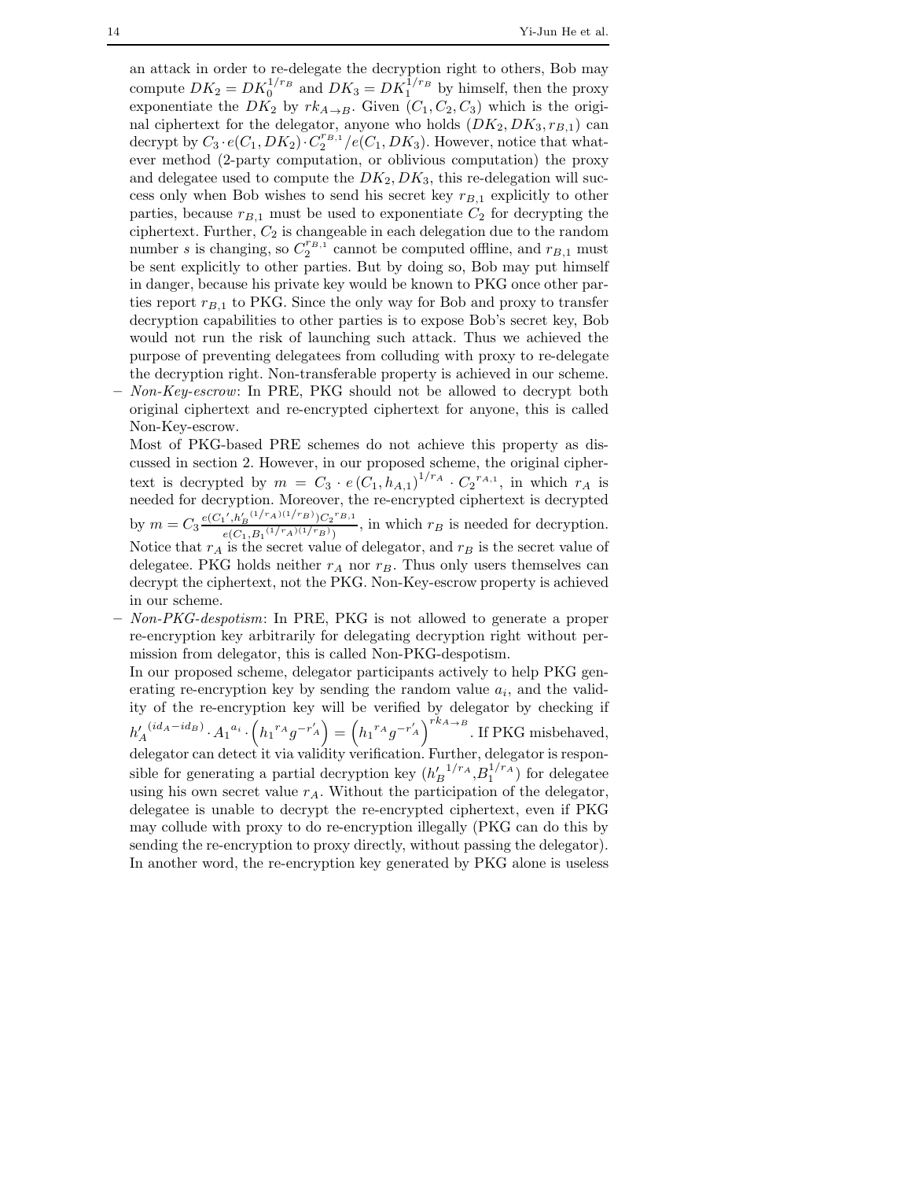an attack in order to re-delegate the decryption right to others, Bob may compute $DK_2 = DK_0^{1/r_B}$ and $DK_3 = DK_1^{1/r_B}$ by himself, then the proxy exponentiate the $DK_2$ by $rk_{A\to B}$. Given $(C_1, C_2, C_3)$ which is the original ciphertext for the delegator, anyone who holds $(DK_2, DK_3, r_{B,1})$ can decrypt by $C_3 \cdot e(C_1, DK_2) \cdot C_2^{r_{B,1}} / e(C_1, DK_3)$. However, notice that whatever method (2-party computation, or oblivious computation) the proxy and delegatee used to compute the $DK_2, DK_3$, this re-delegation will success only when Bob wishes to send his secret key $r_{B,1}$ explicitly to other parties, because $r_{B,1}$ must be used to exponentiate $C_2$ for decrypting the ciphertext. Further, $C_2$ is changeable in each delegation due to the random number $s$ is changing, so $C_2^{r_{B,1}}$ cannot be computed offline, and $r_{B,1}$ must be sent explicitly to other parties. But by doing so, Bob may put himself in danger, because his private key would be known to PKG once other parties report $r_{B,1}$ to PKG. Since the only way for Bob and proxy to transfer decryption capabilities to other parties is to expose Bob's secret key, Bob would not run the risk of launching such attack. Thus we achieved the purpose of preventing delegatees from colluding with proxy to re-delegate the decryption right. Non-transferable property is achieved in our scheme.

- *Non-Key-escrow*: In PRE, PKG should not be allowed to decrypt both original ciphertext and re-encrypted ciphertext for anyone, this is called Non-Key-escrow.

  Most of PKG-based PRE schemes do not achieve this property as discussed in section 2. However, in our proposed scheme, the original ciphertext is decrypted by $m = C_3 \cdot e(C_1, h_{A,1})^{1/r_A} \cdot C_2{}^{r_{A,1}}$, in which $r_A$ is needed for decryption. Moreover, the re-encrypted ciphertext is decrypted by $m = C_3 \frac{e(C_1{}', h_B'{}^{(1/r_A)(1/r_B)}) C_2{}^{r_{B,1}}}{e(C_1, B_1{}^{(1/r_A)(1/r_B)})}$, in which $r_B$ is needed for decryption. Notice that $r_A$ is the secret value of delegator, and $r_B$ is the secret value of delegatee. PKG holds neither $r_A$ nor $r_B$. Thus only users themselves can decrypt the ciphertext, not the PKG. Non-Key-escrow property is achieved in our scheme.

- *Non-PKG-despotism*: In PRE, PKG is not allowed to generate a proper re-encryption key arbitrarily for delegating decryption right without permission from delegator, this is called Non-PKG-despotism.

  In our proposed scheme, delegator participants actively to help PKG generating re-encryption key by sending the random value $a_i$, and the validity of the re-encryption key will be verified by delegator by checking if $h_A'{}^{(id_A - id_B)} \cdot A_1{}^{a_i} \cdot \left(h_1{}^{r_A} g^{-r_A'}\right) = \left(h_1{}^{r_A} g^{-r_A'}\right)^{rk_{A\to B}}$. If PKG misbehaved, delegator can detect it via validity verification. Further, delegator is responsible for generating a partial decryption key $(h_B'{}^{1/r_A}, B_1^{1/r_A})$ for delegatee using his own secret value $r_A$. Without the participation of the delegator, delegatee is unable to decrypt the re-encrypted ciphertext, even if PKG may collude with proxy to do re-encryption illegally (PKG can do this by sending the re-encryption to proxy directly, without passing the delegator). In another word, the re-encryption key generated by PKG alone is useless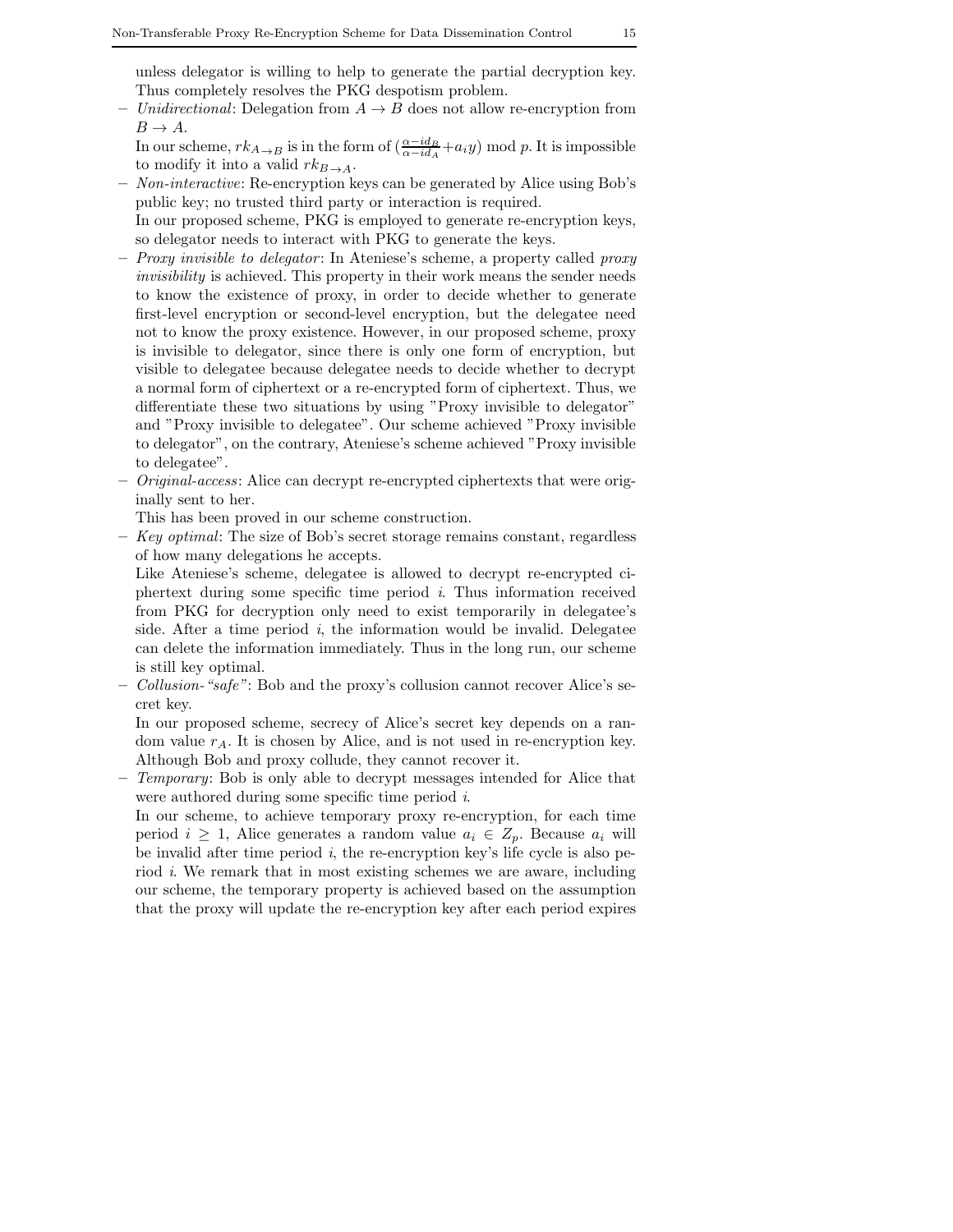unless delegator is willing to help to generate the partial decryption key. Thus completely resolves the PKG despotism problem.

- *Unidirectional*: Delegation from $A \rightarrow B$ does not allow re-encryption from $B \rightarrow A$.
  In our scheme, $rk_{A\rightarrow B}$ is in the form of $(\frac{\alpha - id_B}{\alpha - id_A} + a_i y) \bmod p$. It is impossible to modify it into a valid $rk_{B\rightarrow A}$.
- *Non-interactive*: Re-encryption keys can be generated by Alice using Bob's public key; no trusted third party or interaction is required.
  In our proposed scheme, PKG is employed to generate re-encryption keys, so delegator needs to interact with PKG to generate the keys.
- *Proxy invisible to delegator*: In Ateniese's scheme, a property called *proxy invisibility* is achieved. This property in their work means the sender needs to know the existence of proxy, in order to decide whether to generate first-level encryption or second-level encryption, but the delegatee need not to know the proxy existence. However, in our proposed scheme, proxy is invisible to delegator, since there is only one form of encryption, but visible to delegatee because delegatee needs to decide whether to decrypt a normal form of ciphertext or a re-encrypted form of ciphertext. Thus, we differentiate these two situations by using "Proxy invisible to delegator" and "Proxy invisible to delegatee". Our scheme achieved "Proxy invisible to delegator", on the contrary, Ateniese's scheme achieved "Proxy invisible to delegatee".
- *Original-access*: Alice can decrypt re-encrypted ciphertexts that were originally sent to her.
  This has been proved in our scheme construction.
- *Key optimal*: The size of Bob's secret storage remains constant, regardless of how many delegations he accepts.
  Like Ateniese's scheme, delegatee is allowed to decrypt re-encrypted ciphertext during some specific time period $i$. Thus information received from PKG for decryption only need to exist temporarily in delegatee's side. After a time period $i$, the information would be invalid. Delegatee can delete the information immediately. Thus in the long run, our scheme is still key optimal.
- *Collusion-"safe"*: Bob and the proxy's collusion cannot recover Alice's secret key.
  In our proposed scheme, secrecy of Alice's secret key depends on a random value $r_A$. It is chosen by Alice, and is not used in re-encryption key. Although Bob and proxy collude, they cannot recover it.
- *Temporary*: Bob is only able to decrypt messages intended for Alice that were authored during some specific time period $i$.
  In our scheme, to achieve temporary proxy re-encryption, for each time period $i \geq 1$, Alice generates a random value $a_i \in Z_p$. Because $a_i$ will be invalid after time period $i$, the re-encryption key's life cycle is also period $i$. We remark that in most existing schemes we are aware, including our scheme, the temporary property is achieved based on the assumption that the proxy will update the re-encryption key after each period expires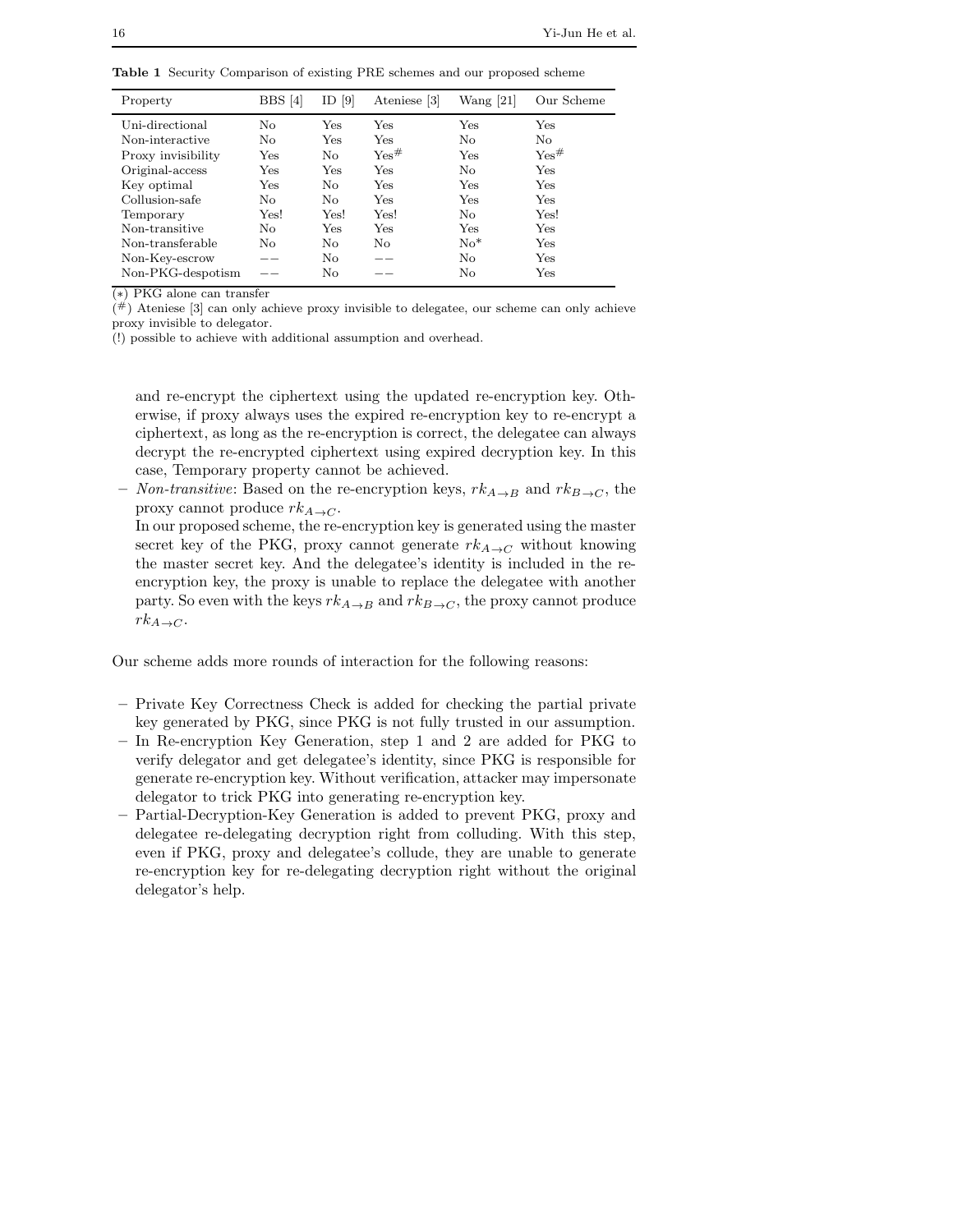**Table 1** Security Comparison of existing PRE schemes and our proposed scheme

| Property | BBS [4] | ID [9] | Ateniese [3] | Wang [21] | Our Scheme |
|---|---|---|---|---|---|
| Uni-directional | No | Yes | Yes | Yes | Yes |
| Non-interactive | No | Yes | Yes | No | No |
| Proxy invisibility | Yes | No | Yes# | Yes | Yes# |
| Original-access | Yes | Yes | Yes | No | Yes |
| Key optimal | Yes | No | Yes | Yes | Yes |
| Collusion-safe | No | No | Yes | Yes | Yes |
| Temporary | Yes! | Yes! | Yes! | No | Yes! |
| Non-transitive | No | Yes | Yes | Yes | Yes |
| Non-transferable | No | No | No | No* | Yes |
| Non-Key-escrow | −− | No | −− | No | Yes |
| Non-PKG-despotism | −− | No | −− | No | Yes |

(*) PKG alone can transfer
(#) Ateniese [3] can only achieve proxy invisible to delegatee, our scheme can only achieve proxy invisible to delegator.
(!) possible to achieve with additional assumption and overhead.

and re-encrypt the ciphertext using the updated re-encryption key. Otherwise, if proxy always uses the expired re-encryption key to re-encrypt a ciphertext, as long as the re-encryption is correct, the delegatee can always decrypt the re-encrypted ciphertext using expired decryption key. In this case, Temporary property cannot be achieved.

– *Non-transitive*: Based on the re-encryption keys, $rk_{A \to B}$ and $rk_{B \to C}$, the proxy cannot produce $rk_{A \to C}$.
  In our proposed scheme, the re-encryption key is generated using the master secret key of the PKG, proxy cannot generate $rk_{A \to C}$ without knowing the master secret key. And the delegatee's identity is included in the re-encryption key, the proxy is unable to replace the delegatee with another party. So even with the keys $rk_{A \to B}$ and $rk_{B \to C}$, the proxy cannot produce $rk_{A \to C}$.

Our scheme adds more rounds of interaction for the following reasons:

– Private Key Correctness Check is added for checking the partial private key generated by PKG, since PKG is not fully trusted in our assumption.
– In Re-encryption Key Generation, step 1 and 2 are added for PKG to verify delegator and get delegatee's identity, since PKG is responsible for generate re-encryption key. Without verification, attacker may impersonate delegator to trick PKG into generating re-encryption key.
– Partial-Decryption-Key Generation is added to prevent PKG, proxy and delegatee re-delegating decryption right from colluding. With this step, even if PKG, proxy and delegatee's collude, they are unable to generate re-encryption key for re-delegating decryption right without the original delegator's help.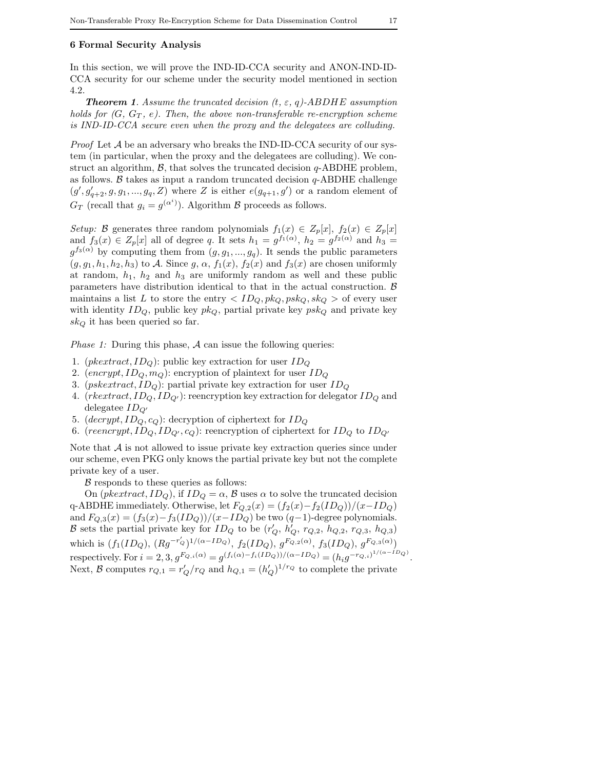## 6 Formal Security Analysis

In this section, we will prove the IND-ID-CCA security and ANON-IND-ID-CCA security for our scheme under the security model mentioned in section 4.2.

***Theorem 1***. *Assume the truncated decision (t, ε, q)-ABDHE assumption holds for (G, $G_T$, e). Then, the above non-transferable re-encryption scheme is IND-ID-CCA secure even when the proxy and the delegatees are colluding.*

*Proof* Let $\mathcal{A}$ be an adversary who breaks the IND-ID-CCA security of our system (in particular, when the proxy and the delegatees are colluding). We construct an algorithm, $\mathcal{B}$, that solves the truncated decision $q$-ABDHE problem, as follows. $\mathcal{B}$ takes as input a random truncated decision $q$-ABDHE challenge $(g', g'_{q+2}, g, g_1, ..., g_q, Z)$ where $Z$ is either $e(g_{q+1}, g')$ or a random element of $G_T$ (recall that $g_i = g^{(\alpha^i)}$). Algorithm $\mathcal{B}$ proceeds as follows.

*Setup:* $\mathcal{B}$ generates three random polynomials $f_1(x) \in Z_p[x]$, $f_2(x) \in Z_p[x]$ and $f_3(x) \in Z_p[x]$ all of degree $q$. It sets $h_1 = g^{f_1(\alpha)}$, $h_2 = g^{f_2(\alpha)}$ and $h_3 = g^{f_3(\alpha)}$ by computing them from $(g, g_1, ..., g_q)$. It sends the public parameters $(g, g_1, h_1, h_2, h_3)$ to $\mathcal{A}$. Since $g$, $\alpha$, $f_1(x)$, $f_2(x)$ and $f_3(x)$ are chosen uniformly at random, $h_1$, $h_2$ and $h_3$ are uniformly random as well and these public parameters have distribution identical to that in the actual construction. $\mathcal{B}$ maintains a list $L$ to store the entry $< ID_Q, pk_Q, psk_Q, sk_Q >$ of every user with identity $ID_Q$, public key $pk_Q$, partial private key $psk_Q$ and private key $sk_Q$ it has been queried so far.

*Phase 1:* During this phase, $\mathcal{A}$ can issue the following queries:

1. $(pkextract, ID_Q)$: public key extraction for user $ID_Q$
2. $(encrypt, ID_Q, m_Q)$: encryption of plaintext for user $ID_Q$
3. $(pskextract, ID_Q)$: partial private key extraction for user $ID_Q$
4. $(rkextract, ID_Q, ID_{Q'})$: reencryption key extraction for delegator $ID_Q$ and delegatee $ID_{Q'}$
5. $(decrypt, ID_Q, c_Q)$: decryption of ciphertext for $ID_Q$
6. $(reencrypt, ID_Q, ID_{Q'}, c_Q)$: reencryption of ciphertext for $ID_Q$ to $ID_{Q'}$

Note that $\mathcal{A}$ is not allowed to issue private key extraction queries since under our scheme, even PKG only knows the partial private key but not the complete private key of a user.

$\mathcal{B}$ responds to these queries as follows:

On $(pkextract, ID_Q)$, if $ID_Q = \alpha$, $\mathcal{B}$ uses $\alpha$ to solve the truncated decision q-ABDHE immediately. Otherwise, let $F_{Q,2}(x) = (f_2(x) - f_2(ID_Q))/(x - ID_Q)$ and $F_{Q,3}(x) = (f_3(x) - f_3(ID_Q))/(x - ID_Q)$ be two $(q-1)$-degree polynomials. $\mathcal{B}$ sets the partial private key for $ID_Q$ to be $(r'_Q, h'_Q, r_{Q,2}, h_{Q,2}, r_{Q,3}, h_{Q,3})$ which is $(f_1(ID_Q), (Rg^{-r'_Q})^{1/(\alpha - ID_Q)}, f_2(ID_Q), g^{F_{Q,2}(\alpha)}, f_3(ID_Q), g^{F_{Q,3}(\alpha)})$ respectively. For $i = 2, 3$, $g^{F_{Q,i}(\alpha)} = g^{(f_i(\alpha) - f_i(ID_Q))/(\alpha - ID_Q)} = (h_i g^{-r_{Q,i}})^{1/(\alpha - ID_Q)}$. Next, $\mathcal{B}$ computes $r_{Q,1} = r'_Q / r_Q$ and $h_{Q,1} = (h'_Q)^{1/r_Q}$ to complete the private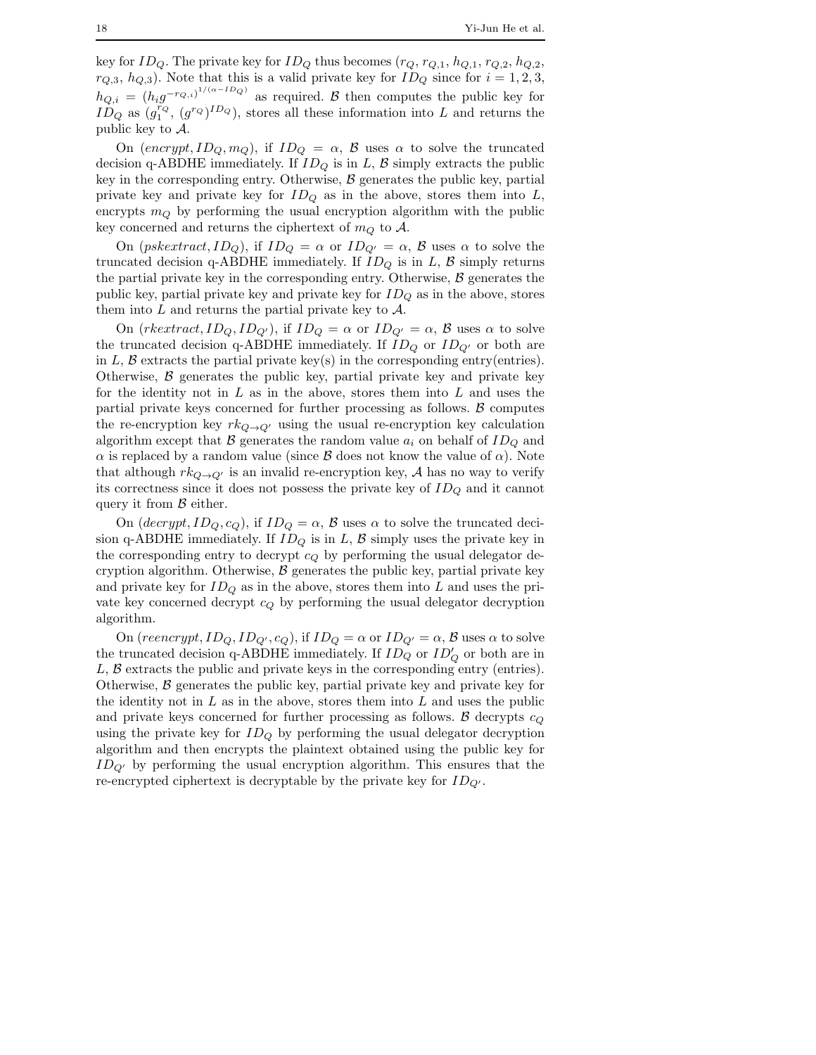key for $ID_Q$. The private key for $ID_Q$ thus becomes ($r_Q$, $r_{Q,1}$, $h_{Q,1}$, $r_{Q,2}$, $h_{Q,2}$, $r_{Q,3}$, $h_{Q,3}$). Note that this is a valid private key for $ID_Q$ since for $i = 1, 2, 3$, $h_{Q,i} = (h_i g^{-r_{Q,i}})^{1/(\alpha - ID_Q)}$ as required. $\mathcal{B}$ then computes the public key for $ID_Q$ as $(g_1^{r_Q}, (g^{r_Q})^{ID_Q})$, stores all these information into $L$ and returns the public key to $\mathcal{A}$.

On $(encrypt, ID_Q, m_Q)$, if $ID_Q = \alpha$, $\mathcal{B}$ uses $\alpha$ to solve the truncated decision q-ABDHE immediately. If $ID_Q$ is in $L$, $\mathcal{B}$ simply extracts the public key in the corresponding entry. Otherwise, $\mathcal{B}$ generates the public key, partial private key and private key for $ID_Q$ as in the above, stores them into $L$, encrypts $m_Q$ by performing the usual encryption algorithm with the public key concerned and returns the ciphertext of $m_Q$ to $\mathcal{A}$.

On $(pskextract, ID_Q)$, if $ID_Q = \alpha$ or $ID_{Q'} = \alpha$, $\mathcal{B}$ uses $\alpha$ to solve the truncated decision q-ABDHE immediately. If $ID_Q$ is in $L$, $\mathcal{B}$ simply returns the partial private key in the corresponding entry. Otherwise, $\mathcal{B}$ generates the public key, partial private key and private key for $ID_Q$ as in the above, stores them into $L$ and returns the partial private key to $\mathcal{A}$.

On $(rkextract, ID_Q, ID_{Q'})$, if $ID_Q = \alpha$ or $ID_{Q'} = \alpha$, $\mathcal{B}$ uses $\alpha$ to solve the truncated decision q-ABDHE immediately. If $ID_Q$ or $ID_{Q'}$ or both are in $L$, $\mathcal{B}$ extracts the partial private key(s) in the corresponding entry(entries). Otherwise, $\mathcal{B}$ generates the public key, partial private key and private key for the identity not in $L$ as in the above, stores them into $L$ and uses the partial private keys concerned for further processing as follows. $\mathcal{B}$ computes the re-encryption key $rk_{Q \to Q'}$ using the usual re-encryption key calculation algorithm except that $\mathcal{B}$ generates the random value $a_i$ on behalf of $ID_Q$ and $\alpha$ is replaced by a random value (since $\mathcal{B}$ does not know the value of $\alpha$). Note that although $rk_{Q \to Q'}$ is an invalid re-encryption key, $\mathcal{A}$ has no way to verify its correctness since it does not possess the private key of $ID_Q$ and it cannot query it from $\mathcal{B}$ either.

On $(decrypt, ID_Q, c_Q)$, if $ID_Q = \alpha$, $\mathcal{B}$ uses $\alpha$ to solve the truncated decision q-ABDHE immediately. If $ID_Q$ is in $L$, $\mathcal{B}$ simply uses the private key in the corresponding entry to decrypt $c_Q$ by performing the usual delegator decryption algorithm. Otherwise, $\mathcal{B}$ generates the public key, partial private key and private key for $ID_Q$ as in the above, stores them into $L$ and uses the private key concerned decrypt $c_Q$ by performing the usual delegator decryption algorithm.

On $(reencrypt, ID_Q, ID_{Q'}, c_Q)$, if $ID_Q = \alpha$ or $ID_{Q'} = \alpha$, $\mathcal{B}$ uses $\alpha$ to solve the truncated decision q-ABDHE immediately. If $ID_Q$ or $ID'_Q$ or both are in $L$, $\mathcal{B}$ extracts the public and private keys in the corresponding entry (entries). Otherwise, $\mathcal{B}$ generates the public key, partial private key and private key for the identity not in $L$ as in the above, stores them into $L$ and uses the public and private keys concerned for further processing as follows. $\mathcal{B}$ decrypts $c_Q$ using the private key for $ID_Q$ by performing the usual delegator decryption algorithm and then encrypts the plaintext obtained using the public key for $ID_{Q'}$ by performing the usual encryption algorithm. This ensures that the re-encrypted ciphertext is decryptable by the private key for $ID_{Q'}$.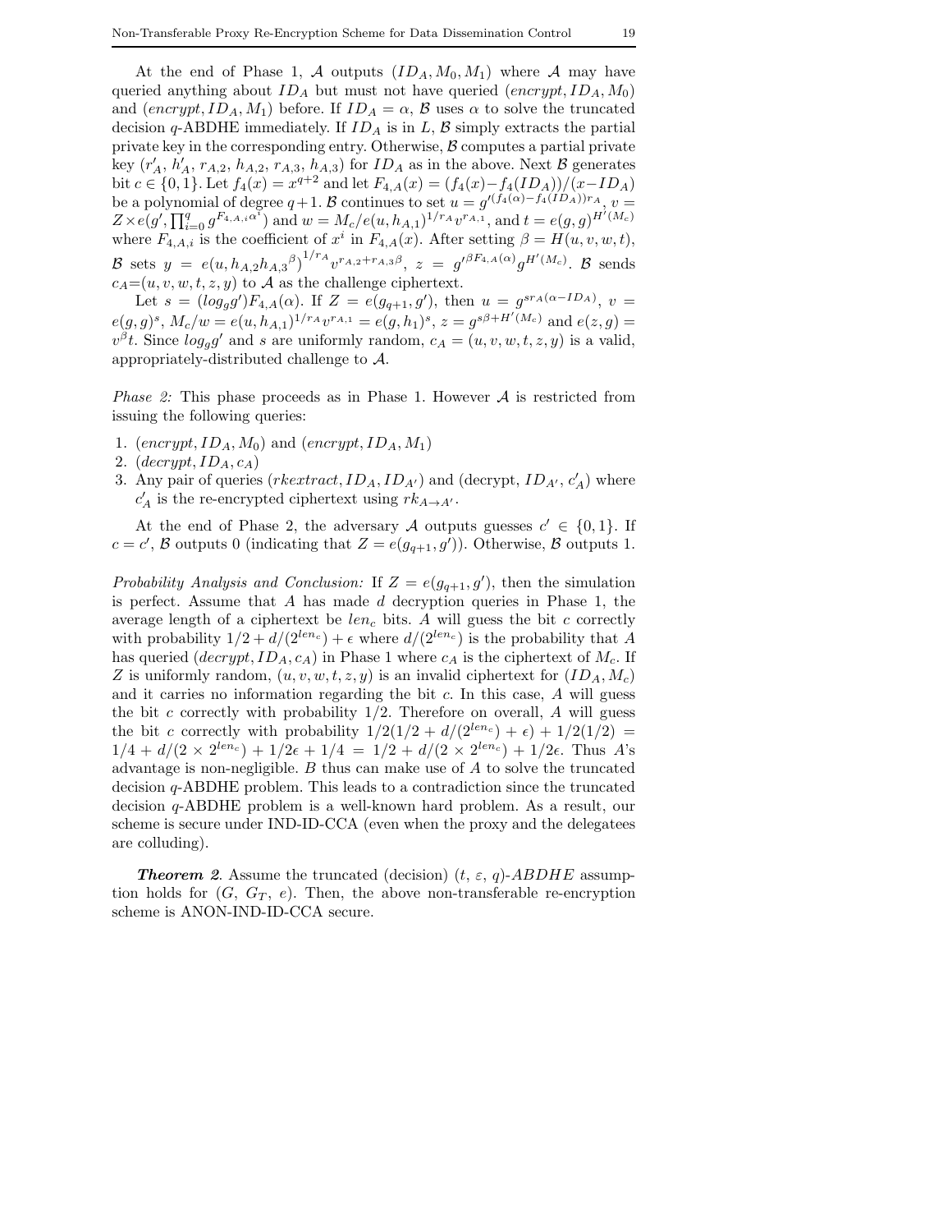At the end of Phase 1, $\mathcal{A}$ outputs $(ID_A, M_0, M_1)$ where $\mathcal{A}$ may have queried anything about $ID_A$ but must not have queried $(encrypt, ID_A, M_0)$ and $(encrypt, ID_A, M_1)$ before. If $ID_A = \alpha$, $\mathcal{B}$ uses $\alpha$ to solve the truncated decision $q$-ABDHE immediately. If $ID_A$ is in $L$, $\mathcal{B}$ simply extracts the partial private key in the corresponding entry. Otherwise, $\mathcal{B}$ computes a partial private key $(r'_A, h'_A, r_{A,2}, h_{A,2}, r_{A,3}, h_{A,3})$ for $ID_A$ as in the above. Next $\mathcal{B}$ generates bit $c \in \{0,1\}$. Let $f_4(x) = x^{q+2}$ and let $F_{4,A}(x) = (f_4(x) - f_4(ID_A))/(x - ID_A)$ be a polynomial of degree $q+1$. $\mathcal{B}$ continues to set $u = g'^{(f_4(\alpha) - f_4(ID_A))r_A}$, $v = Z \times e(g', \prod_{i=0}^{q} g^{F_{4,A,i}\alpha^i})$ and $w = M_c/e(u, h_{A,1})^{1/r_A} v^{r_{A,1}}$, and $t = e(g,g)^{H'(M_c)}$ where $F_{4,A,i}$ is the coefficient of $x^i$ in $F_{4,A}(x)$. After setting $\beta = H(u, v, w, t)$, $\mathcal{B}$ sets $y = e(u, h_{A,2} {h_{A,3}}^{\beta})^{1/r_A} v^{r_{A,2} + r_{A,3}\beta}$, $z = g'^{\beta F_{4,A}(\alpha)} g^{H'(M_c)}$. $\mathcal{B}$ sends $c_A = (u, v, w, t, z, y)$ to $\mathcal{A}$ as the challenge ciphertext.

Let $s = (log_g g') F_{4,A}(\alpha)$. If $Z = e(g_{q+1}, g')$, then $u = g^{s r_A (\alpha - ID_A)}$, $v = e(g,g)^s$, $M_c/w = e(u, h_{A,1})^{1/r_A} v^{r_{A,1}} = e(g, h_1)^s$, $z = g^{s\beta + H'(M_c)}$ and $e(z,g) = v^{\beta} t$. Since $log_g g'$ and $s$ are uniformly random, $c_A = (u, v, w, t, z, y)$ is a valid, appropriately-distributed challenge to $\mathcal{A}$.

*Phase 2:* This phase proceeds as in Phase 1. However $\mathcal{A}$ is restricted from issuing the following queries:

1. $(encrypt, ID_A, M_0)$ and $(encrypt, ID_A, M_1)$
2. $(decrypt, ID_A, c_A)$
3. Any pair of queries $(rkextract, ID_A, ID_{A'})$ and (decrypt, $ID_{A'}$, $c'_A$) where $c'_A$ is the re-encrypted ciphertext using $rk_{A \to A'}$.

At the end of Phase 2, the adversary $\mathcal{A}$ outputs guesses $c' \in \{0,1\}$. If $c = c'$, $\mathcal{B}$ outputs 0 (indicating that $Z = e(g_{q+1}, g')$). Otherwise, $\mathcal{B}$ outputs 1.

*Probability Analysis and Conclusion:* If $Z = e(g_{q+1}, g')$, then the simulation is perfect. Assume that $A$ has made $d$ decryption queries in Phase 1, the average length of a ciphertext be $len_c$ bits. $A$ will guess the bit $c$ correctly with probability $1/2 + d/(2^{len_c}) + \epsilon$ where $d/(2^{len_c})$ is the probability that $A$ has queried $(decrypt, ID_A, c_A)$ in Phase 1 where $c_A$ is the ciphertext of $M_c$. If $Z$ is uniformly random, $(u, v, w, t, z, y)$ is an invalid ciphertext for $(ID_A, M_c)$ and it carries no information regarding the bit $c$. In this case, $A$ will guess the bit $c$ correctly with probability $1/2$. Therefore on overall, $A$ will guess the bit $c$ correctly with probability $1/2(1/2 + d/(2^{len_c}) + \epsilon) + 1/2(1/2) = 1/4 + d/(2 \times 2^{len_c}) + 1/2\epsilon + 1/4 = 1/2 + d/(2 \times 2^{len_c}) + 1/2\epsilon$. Thus $A$'s advantage is non-negligible. $B$ thus can make use of $A$ to solve the truncated decision $q$-ABDHE problem. This leads to a contradiction since the truncated decision $q$-ABDHE problem is a well-known hard problem. As a result, our scheme is secure under IND-ID-CCA (even when the proxy and the delegatees are colluding).

***Theorem 2***. Assume the truncated (decision) $(t, \varepsilon, q)$-*ABDHE* assumption holds for $(G, G_T, e)$. Then, the above non-transferable re-encryption scheme is ANON-IND-ID-CCA secure.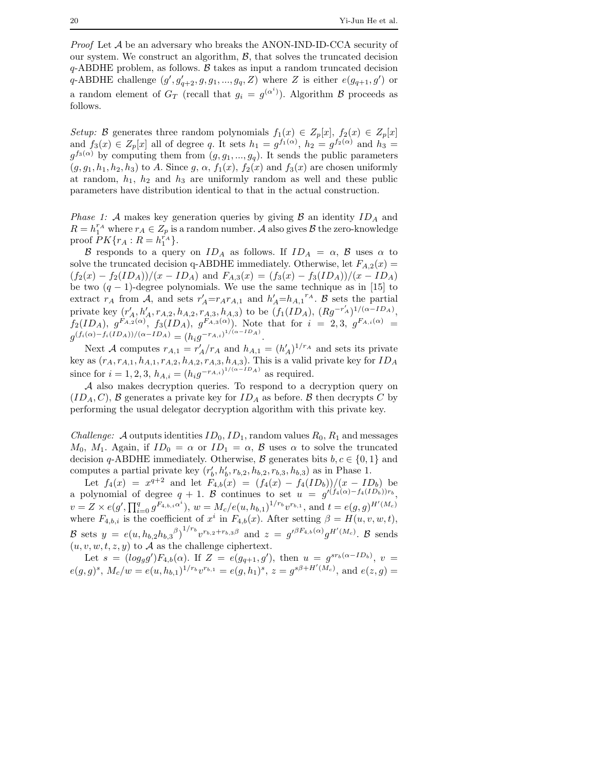*Proof* Let $\mathcal{A}$ be an adversary who breaks the ANON-IND-ID-CCA security of our system. We construct an algorithm, $\mathcal{B}$, that solves the truncated decision $q$-ABDHE problem, as follows. $\mathcal{B}$ takes as input a random truncated decision $q$-ABDHE challenge $(g', g'_{q+2}, g, g_1, ..., g_q, Z)$ where $Z$ is either $e(g_{q+1}, g')$ or a random element of $G_T$ (recall that $g_i = g^{(\alpha^i)}$). Algorithm $\mathcal{B}$ proceeds as follows.

*Setup:* $\mathcal{B}$ generates three random polynomials $f_1(x) \in Z_p[x]$, $f_2(x) \in Z_p[x]$ and $f_3(x) \in Z_p[x]$ all of degree $q$. It sets $h_1 = g^{f_1(\alpha)}$, $h_2 = g^{f_2(\alpha)}$ and $h_3 = g^{f_3(\alpha)}$ by computing them from $(g, g_1, ..., g_q)$. It sends the public parameters $(g, g_1, h_1, h_2, h_3)$ to $A$. Since $g$, $\alpha$, $f_1(x)$, $f_2(x)$ and $f_3(x)$ are chosen uniformly at random, $h_1$, $h_2$ and $h_3$ are uniformly random as well and these public parameters have distribution identical to that in the actual construction.

*Phase 1:* $\mathcal{A}$ makes key generation queries by giving $\mathcal{B}$ an identity $ID_A$ and $R = h_1^{r_A}$ where $r_A \in Z_p$ is a random number. $\mathcal{A}$ also gives $\mathcal{B}$ the zero-knowledge proof $PK\{r_A : R = h_1^{r_A}\}$.

$\mathcal{B}$ responds to a query on $ID_A$ as follows. If $ID_A = \alpha$, $\mathcal{B}$ uses $\alpha$ to solve the truncated decision q-ABDHE immediately. Otherwise, let $F_{A,2}(x) = (f_2(x) - f_2(ID_A))/(x - ID_A)$ and $F_{A,3}(x) = (f_3(x) - f_3(ID_A))/(x - ID_A)$ be two $(q-1)$-degree polynomials. We use the same technique as in [15] to extract $r_A$ from $\mathcal{A}$, and sets $r'_A = r_A r_{A,1}$ and $h'_A = {h_{A,1}}^{r_A}$. $\mathcal{B}$ sets the partial private key $(r'_A, h'_A, r_{A,2}, h_{A,2}, r_{A,3}, h_{A,3})$ to be $(f_1(ID_A)$, $(Rg^{-r'_A})^{1/(\alpha - ID_A)}$, $f_2(ID_A)$, $g^{F_{A,2}(\alpha)}$, $f_3(ID_A)$, $g^{F_{A,3}(\alpha)})$. Note that for $i = 2, 3$, $g^{F_{A,i}(\alpha)} = g^{(f_i(\alpha) - f_i(ID_A))/(\alpha - ID_A)} = (h_i g^{-r_{A,i}})^{1/(\alpha - ID_A)}$.

Next $\mathcal{A}$ computes $r_{A,1} = r'_A / r_A$ and $h_{A,1} = (h'_A)^{1/r_A}$ and sets its private key as $(r_A, r_{A,1}, h_{A,1}, r_{A,2}, h_{A,2}, r_{A,3}, h_{A,3})$. This is a valid private key for $ID_A$ since for $i = 1, 2, 3$, $h_{A,i} = (h_i g^{-r_{A,i}})^{1/(\alpha - ID_A)}$ as required.

$\mathcal{A}$ also makes decryption queries. To respond to a decryption query on $(ID_A, C)$, $\mathcal{B}$ generates a private key for $ID_A$ as before. $\mathcal{B}$ then decrypts $C$ by performing the usual delegator decryption algorithm with this private key.

*Challenge:* $\mathcal{A}$ outputs identities $ID_0, ID_1$, random values $R_0, R_1$ and messages $M_0$, $M_1$. Again, if $ID_0 = \alpha$ or $ID_1 = \alpha$, $\mathcal{B}$ uses $\alpha$ to solve the truncated decision $q$-ABDHE immediately. Otherwise, $\mathcal{B}$ generates bits $b, c \in \{0, 1\}$ and computes a partial private key $(r'_b, h'_b, r_{b,2}, h_{b,2}, r_{b,3}, h_{b,3})$ as in Phase 1.

Let $f_4(x) = x^{q+2}$ and let $F_{4,b}(x) = (f_4(x) - f_4(ID_b))/(x - ID_b)$ be a polynomial of degree $q+1$. $\mathcal{B}$ continues to set $u = g'^{(f_4(\alpha) - f_4(ID_b)) r_b}$, $v = Z \times e(g', \prod_{i=0}^{q} g^{F_{4,b,i}\alpha^i})$, $w = M_c / e(u, h_{b,1})^{1/r_b} v^{r_{b,1}}$, and $t = e(g, g)^{H'(M_c)}$ where $F_{4,b,i}$ is the coefficient of $x^i$ in $F_{4,b}(x)$. After setting $\beta = H(u, v, w, t)$, $\mathcal{B}$ sets $y = e(u, h_{b,2} {h_{b,3}}^{\beta})^{1/r_b} v^{r_{b,2} + r_{b,3}\beta}$ and $z = g'^{\beta F_{4,b}(\alpha)} g^{H'(M_c)}$. $\mathcal{B}$ sends $(u, v, w, t, z, y)$ to $\mathcal{A}$ as the challenge ciphertext.

Let $s = (log_g g') F_{4,b}(\alpha)$. If $Z = e(g_{q+1}, g')$, then $u = g^{s r_b (\alpha - ID_b)}$, $v = e(g, g)^s$, $M_c/w = e(u, h_{b,1})^{1/r_b} v^{r_{b,1}} = e(g, h_1)^s$, $z = g^{s\beta + H'(M_c)}$, and $e(z, g) =$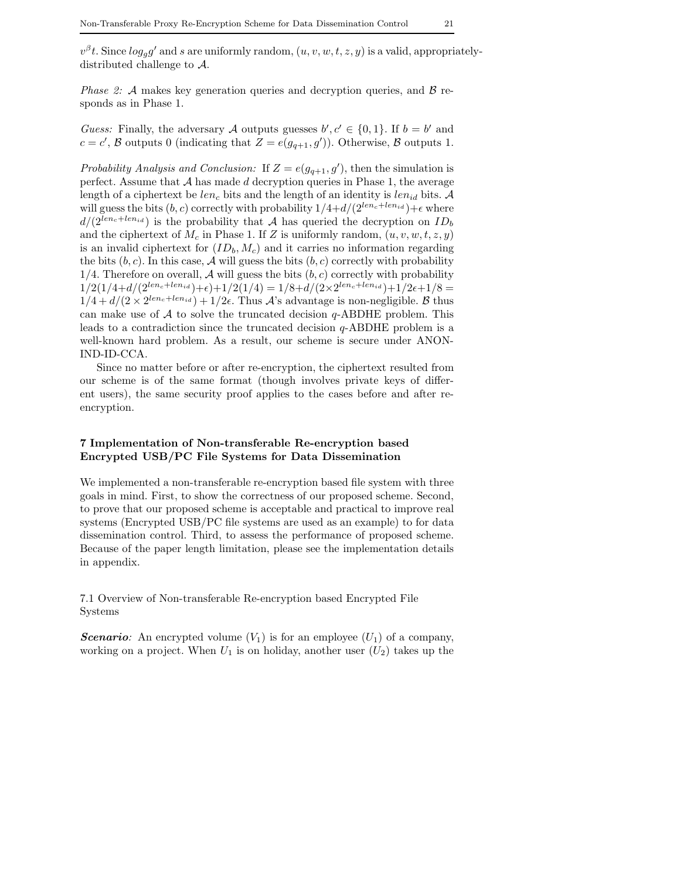$v^{\beta}t$. Since $log_g g'$ and $s$ are uniformly random, $(u, v, w, t, z, y)$ is a valid, appropriately-distributed challenge to $\mathcal{A}$.

*Phase 2:* $\mathcal{A}$ makes key generation queries and decryption queries, and $\mathcal{B}$ responds as in Phase 1.

*Guess:* Finally, the adversary $\mathcal{A}$ outputs guesses $b', c' \in \{0, 1\}$. If $b = b'$ and $c = c'$, $\mathcal{B}$ outputs 0 (indicating that $Z = e(g_{q+1}, g')$). Otherwise, $\mathcal{B}$ outputs 1.

*Probability Analysis and Conclusion:* If $Z = e(g_{q+1}, g')$, then the simulation is perfect. Assume that $\mathcal{A}$ has made $d$ decryption queries in Phase 1, the average length of a ciphertext be $len_c$ bits and the length of an identity is $len_{id}$ bits. $\mathcal{A}$ will guess the bits $(b, c)$ correctly with probability $1/4 + d/(2^{len_c + len_{id}}) + \epsilon$ where $d/(2^{len_c + len_{id}})$ is the probability that $\mathcal{A}$ has queried the decryption on $ID_b$ and the ciphertext of $M_c$ in Phase 1. If $Z$ is uniformly random, $(u, v, w, t, z, y)$ is an invalid ciphertext for $(ID_b, M_c)$ and it carries no information regarding the bits $(b, c)$. In this case, $\mathcal{A}$ will guess the bits $(b, c)$ correctly with probability $1/4$. Therefore on overall, $\mathcal{A}$ will guess the bits $(b, c)$ correctly with probability $1/2(1/4 + d/(2^{len_c + len_{id}}) + \epsilon) + 1/2(1/4) = 1/8 + d/(2 \times 2^{len_c + len_{id}}) + 1/2\epsilon + 1/8 = 1/4 + d/(2 \times 2^{len_c + len_{id}}) + 1/2\epsilon$. Thus $\mathcal{A}$'s advantage is non-negligible. $\mathcal{B}$ thus can make use of $\mathcal{A}$ to solve the truncated decision $q$-ABDHE problem. This leads to a contradiction since the truncated decision $q$-ABDHE problem is a well-known hard problem. As a result, our scheme is secure under ANON-IND-ID-CCA.

Since no matter before or after re-encryption, the ciphertext resulted from our scheme is of the same format (though involves private keys of different users), the same security proof applies to the cases before and after re-encryption.

## 7 Implementation of Non-transferable Re-encryption based Encrypted USB/PC File Systems for Data Dissemination

We implemented a non-transferable re-encryption based file system with three goals in mind. First, to show the correctness of our proposed scheme. Second, to prove that our proposed scheme is acceptable and practical to improve real systems (Encrypted USB/PC file systems are used as an example) to for data dissemination control. Third, to assess the performance of proposed scheme. Because of the paper length limitation, please see the implementation details in appendix.

### 7.1 Overview of Non-transferable Re-encryption based Encrypted File Systems

***Scenario***: An encrypted volume ($V_1$) is for an employee ($U_1$) of a company, working on a project. When $U_1$ is on holiday, another user ($U_2$) takes up the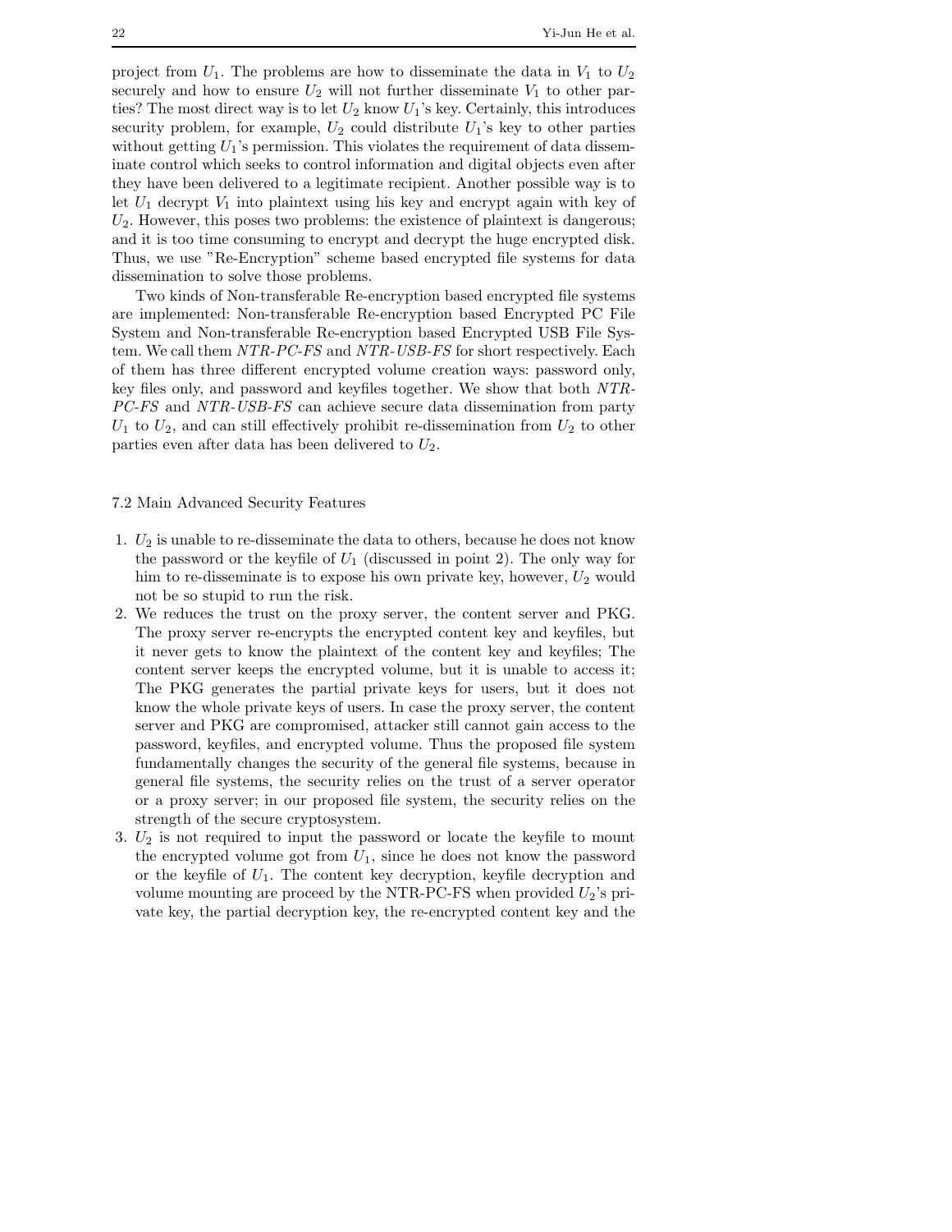project from $U_1$. The problems are how to disseminate the data in $V_1$ to $U_2$ securely and how to ensure $U_2$ will not further disseminate $V_1$ to other parties? The most direct way is to let $U_2$ know $U_1$'s key. Certainly, this introduces security problem, for example, $U_2$ could distribute $U_1$'s key to other parties without getting $U_1$'s permission. This violates the requirement of data disseminate control which seeks to control information and digital objects even after they have been delivered to a legitimate recipient. Another possible way is to let $U_1$ decrypt $V_1$ into plaintext using his key and encrypt again with key of $U_2$. However, this poses two problems: the existence of plaintext is dangerous; and it is too time consuming to encrypt and decrypt the huge encrypted disk. Thus, we use "Re-Encryption" scheme based encrypted file systems for data dissemination to solve those problems.

Two kinds of Non-transferable Re-encryption based encrypted file systems are implemented: Non-transferable Re-encryption based Encrypted PC File System and Non-transferable Re-encryption based Encrypted USB File System. We call them *NTR-PC-FS* and *NTR-USB-FS* for short respectively. Each of them has three different encrypted volume creation ways: password only, key files only, and password and keyfiles together. We show that both *NTR-PC-FS* and *NTR-USB-FS* can achieve secure data dissemination from party $U_1$ to $U_2$, and can still effectively prohibit re-dissemination from $U_2$ to other parties even after data has been delivered to $U_2$.

### 7.2 Main Advanced Security Features

1. $U_2$ is unable to re-disseminate the data to others, because he does not know the password or the keyfile of $U_1$ (discussed in point 2). The only way for him to re-disseminate is to expose his own private key, however, $U_2$ would not be so stupid to run the risk.
2. We reduces the trust on the proxy server, the content server and PKG. The proxy server re-encrypts the encrypted content key and keyfiles, but it never gets to know the plaintext of the content key and keyfiles; The content server keeps the encrypted volume, but it is unable to access it; The PKG generates the partial private keys for users, but it does not know the whole private keys of users. In case the proxy server, the content server and PKG are compromised, attacker still cannot gain access to the password, keyfiles, and encrypted volume. Thus the proposed file system fundamentally changes the security of the general file systems, because in general file systems, the security relies on the trust of a server operator or a proxy server; in our proposed file system, the security relies on the strength of the secure cryptosystem.
3. $U_2$ is not required to input the password or locate the keyfile to mount the encrypted volume got from $U_1$, since he does not know the password or the keyfile of $U_1$. The content key decryption, keyfile decryption and volume mounting are proceed by the NTR-PC-FS when provided $U_2$'s private key, the partial decryption key, the re-encrypted content key and the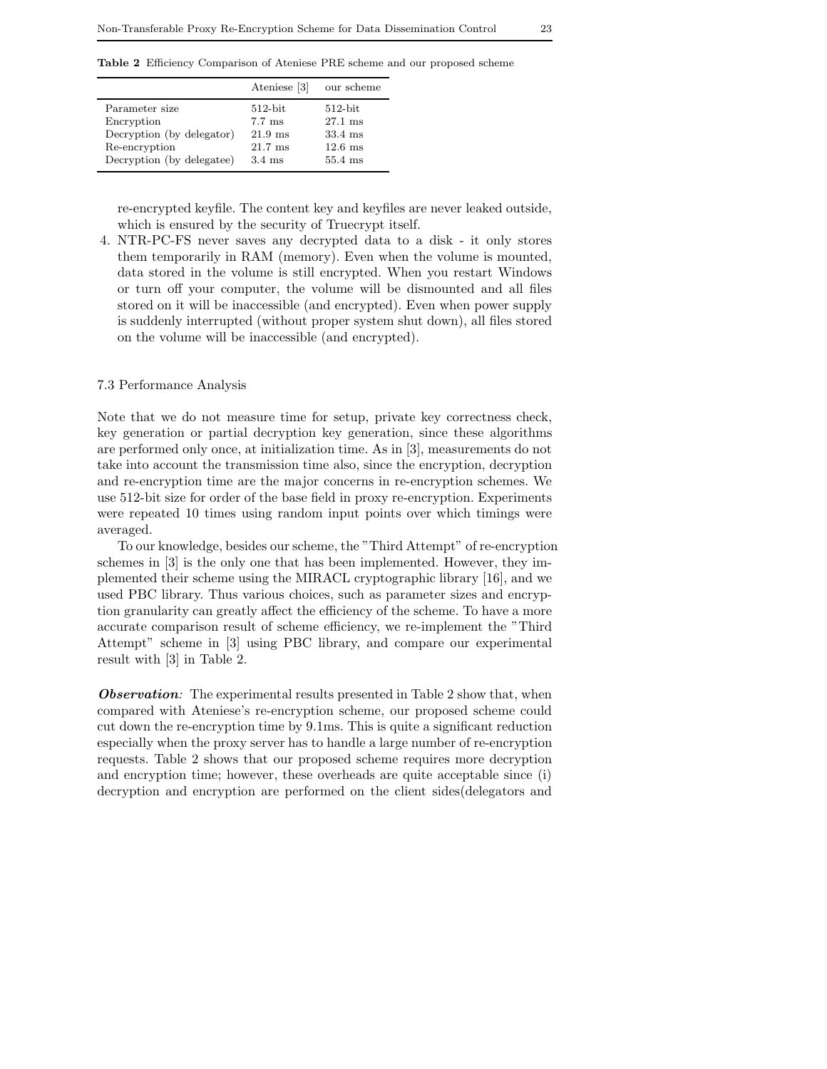**Table 2** Efficiency Comparison of Ateniese PRE scheme and our proposed scheme

| | Ateniese [3] | our scheme |
|---|---|---|
| Parameter size | 512-bit | 512-bit |
| Encryption | 7.7 ms | 27.1 ms |
| Decryption (by delegator) | 21.9 ms | 33.4 ms |
| Re-encryption | 21.7 ms | 12.6 ms |
| Decryption (by delegatee) | 3.4 ms | 55.4 ms |

re-encrypted keyfile. The content key and keyfiles are never leaked outside, which is ensured by the security of Truecrypt itself.

4. NTR-PC-FS never saves any decrypted data to a disk - it only stores them temporarily in RAM (memory). Even when the volume is mounted, data stored in the volume is still encrypted. When you restart Windows or turn off your computer, the volume will be dismounted and all files stored on it will be inaccessible (and encrypted). Even when power supply is suddenly interrupted (without proper system shut down), all files stored on the volume will be inaccessible (and encrypted).

### 7.3 Performance Analysis

Note that we do not measure time for setup, private key correctness check, key generation or partial decryption key generation, since these algorithms are performed only once, at initialization time. As in [3], measurements do not take into account the transmission time also, since the encryption, decryption and re-encryption time are the major concerns in re-encryption schemes. We use 512-bit size for order of the base field in proxy re-encryption. Experiments were repeated 10 times using random input points over which timings were averaged.

To our knowledge, besides our scheme, the "Third Attempt" of re-encryption schemes in [3] is the only one that has been implemented. However, they implemented their scheme using the MIRACL cryptographic library [16], and we used PBC library. Thus various choices, such as parameter sizes and encryption granularity can greatly affect the efficiency of the scheme. To have a more accurate comparison result of scheme efficiency, we re-implement the "Third Attempt" scheme in [3] using PBC library, and compare our experimental result with [3] in Table 2.

***Observation:*** The experimental results presented in Table 2 show that, when compared with Ateniese's re-encryption scheme, our proposed scheme could cut down the re-encryption time by 9.1ms. This is quite a significant reduction especially when the proxy server has to handle a large number of re-encryption requests. Table 2 shows that our proposed scheme requires more decryption and encryption time; however, these overheads are quite acceptable since (i) decryption and encryption are performed on the client sides(delegators and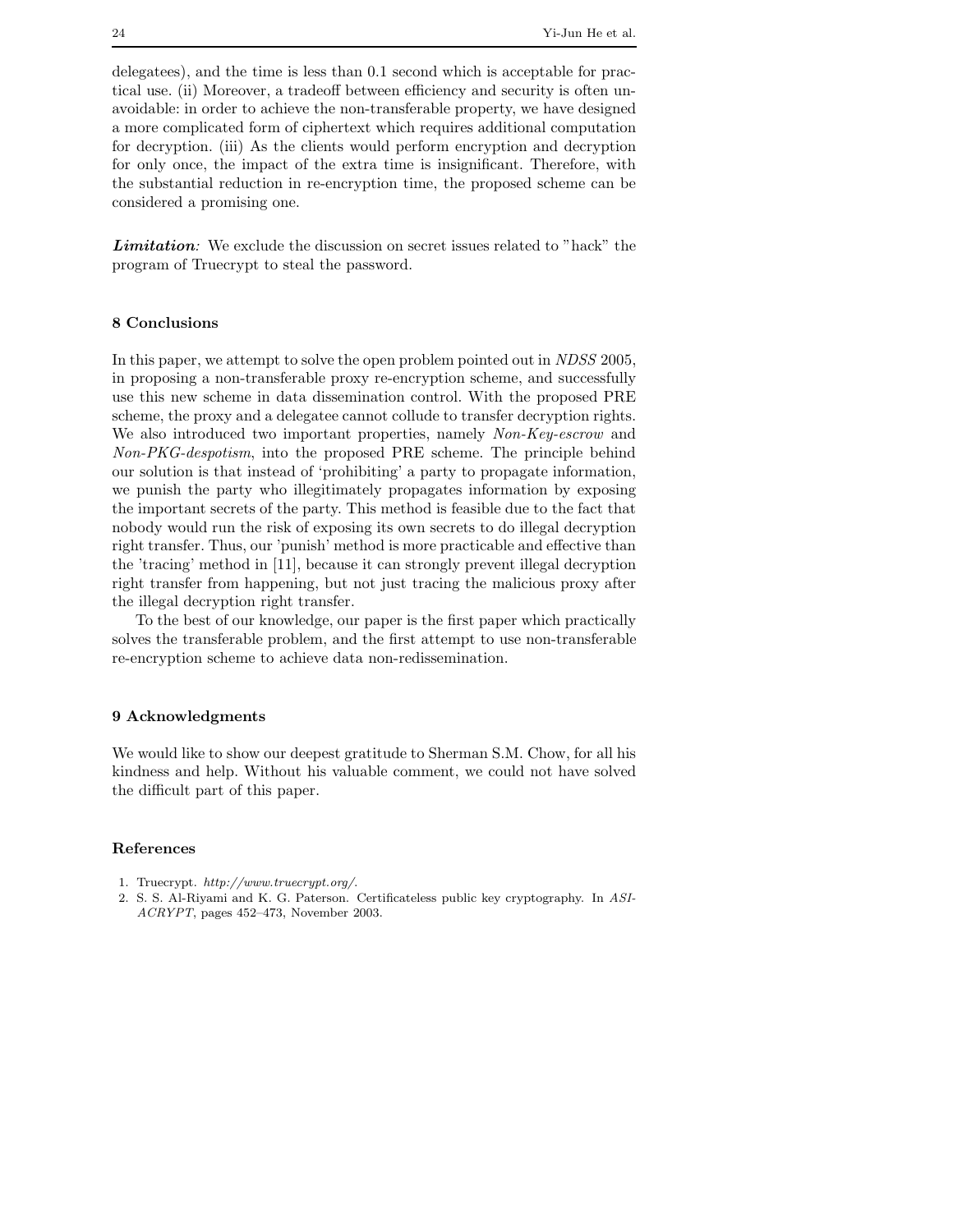delegatees), and the time is less than 0.1 second which is acceptable for practical use. (ii) Moreover, a tradeoff between efficiency and security is often unavoidable: in order to achieve the non-transferable property, we have designed a more complicated form of ciphertext which requires additional computation for decryption. (iii) As the clients would perform encryption and decryption for only once, the impact of the extra time is insignificant. Therefore, with the substantial reduction in re-encryption time, the proposed scheme can be considered a promising one.

***Limitation:*** We exclude the discussion on secret issues related to "hack" the program of Truecrypt to steal the password.

## 8 Conclusions

In this paper, we attempt to solve the open problem pointed out in *NDSS* 2005, in proposing a non-transferable proxy re-encryption scheme, and successfully use this new scheme in data dissemination control. With the proposed PRE scheme, the proxy and a delegatee cannot collude to transfer decryption rights. We also introduced two important properties, namely *Non-Key-escrow* and *Non-PKG-despotism*, into the proposed PRE scheme. The principle behind our solution is that instead of 'prohibiting' a party to propagate information, we punish the party who illegitimately propagates information by exposing the important secrets of the party. This method is feasible due to the fact that nobody would run the risk of exposing its own secrets to do illegal decryption right transfer. Thus, our 'punish' method is more practicable and effective than the 'tracing' method in [11], because it can strongly prevent illegal decryption right transfer from happening, but not just tracing the malicious proxy after the illegal decryption right transfer.

To the best of our knowledge, our paper is the first paper which practically solves the transferable problem, and the first attempt to use non-transferable re-encryption scheme to achieve data non-redissemination.

## 9 Acknowledgments

We would like to show our deepest gratitude to Sherman S.M. Chow, for all his kindness and help. Without his valuable comment, we could not have solved the difficult part of this paper.

## References

1. Truecrypt. *http://www.truecrypt.org/*.
2. S. S. Al-Riyami and K. G. Paterson. Certificateless public key cryptography. In *ASIACRYPT*, pages 452–473, November 2003.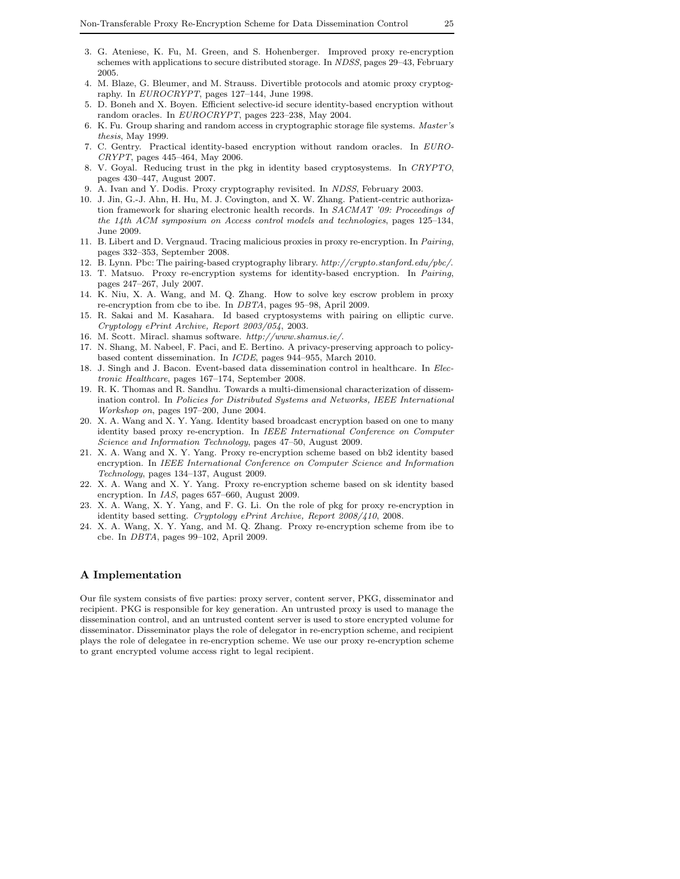3. G. Ateniese, K. Fu, M. Green, and S. Hohenberger. Improved proxy re-encryption schemes with applications to secure distributed storage. In *NDSS*, pages 29–43, February 2005.
4. M. Blaze, G. Bleumer, and M. Strauss. Divertible protocols and atomic proxy cryptography. In *EUROCRYPT*, pages 127–144, June 1998.
5. D. Boneh and X. Boyen. Efficient selective-id secure identity-based encryption without random oracles. In *EUROCRYPT*, pages 223–238, May 2004.
6. K. Fu. Group sharing and random access in cryptographic storage file systems. *Master's thesis*, May 1999.
7. C. Gentry. Practical identity-based encryption without random oracles. In *EUROCRYPT*, pages 445–464, May 2006.
8. V. Goyal. Reducing trust in the pkg in identity based cryptosystems. In *CRYPTO*, pages 430–447, August 2007.
9. A. Ivan and Y. Dodis. Proxy cryptography revisited. In *NDSS*, February 2003.
10. J. Jin, G.-J. Ahn, H. Hu, M. J. Covington, and X. W. Zhang. Patient-centric authorization framework for sharing electronic health records. In *SACMAT '09: Proceedings of the 14th ACM symposium on Access control models and technologies*, pages 125–134, June 2009.
11. B. Libert and D. Vergnaud. Tracing malicious proxies in proxy re-encryption. In *Pairing*, pages 332–353, September 2008.
12. B. Lynn. Pbc: The pairing-based cryptography library. *http://crypto.stanford.edu/pbc/*.
13. T. Matsuo. Proxy re-encryption systems for identity-based encryption. In *Pairing*, pages 247–267, July 2007.
14. K. Niu, X. A. Wang, and M. Q. Zhang. How to solve key escrow problem in proxy re-encryption from cbe to ibe. In *DBTA*, pages 95–98, April 2009.
15. R. Sakai and M. Kasahara. Id based cryptosystems with pairing on elliptic curve. *Cryptology ePrint Archive, Report 2003/054*, 2003.
16. M. Scott. Miracl. shamus software. *http://www.shamus.ie/*.
17. N. Shang, M. Nabeel, F. Paci, and E. Bertino. A privacy-preserving approach to policy-based content dissemination. In *ICDE*, pages 944–955, March 2010.
18. J. Singh and J. Bacon. Event-based data dissemination control in healthcare. In *Electronic Healthcare*, pages 167–174, September 2008.
19. R. K. Thomas and R. Sandhu. Towards a multi-dimensional characterization of dissemination control. In *Policies for Distributed Systems and Networks, IEEE International Workshop on*, pages 197–200, June 2004.
20. X. A. Wang and X. Y. Yang. Identity based broadcast encryption based on one to many identity based proxy re-encryption. In *IEEE International Conference on Computer Science and Information Technology*, pages 47–50, August 2009.
21. X. A. Wang and X. Y. Yang. Proxy re-encryption scheme based on bb2 identity based encryption. In *IEEE International Conference on Computer Science and Information Technology*, pages 134–137, August 2009.
22. X. A. Wang and X. Y. Yang. Proxy re-encryption scheme based on sk identity based encryption. In *IAS*, pages 657–660, August 2009.
23. X. A. Wang, X. Y. Yang, and F. G. Li. On the role of pkg for proxy re-encryption in identity based setting. *Cryptology ePrint Archive, Report 2008/410*, 2008.
24. X. A. Wang, X. Y. Yang, and M. Q. Zhang. Proxy re-encryption scheme from ibe to cbe. In *DBTA*, pages 99–102, April 2009.

# A Implementation

Our file system consists of five parties: proxy server, content server, PKG, disseminator and recipient. PKG is responsible for key generation. An untrusted proxy is used to manage the dissemination control, and an untrusted content server is used to store encrypted volume for disseminator. Disseminator plays the role of delegator in re-encryption scheme, and recipient plays the role of delegatee in re-encryption scheme. We use our proxy re-encryption scheme to grant encrypted volume access right to legal recipient.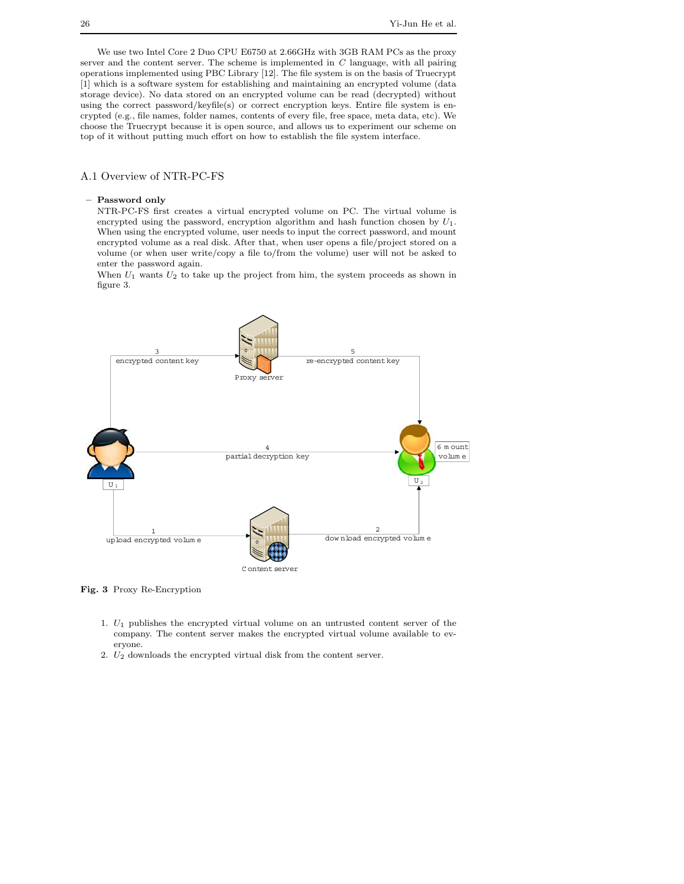We use two Intel Core 2 Duo CPU E6750 at 2.66GHz with 3GB RAM PCs as the proxy server and the content server. The scheme is implemented in $C$ language, with all pairing operations implemented using PBC Library [12]. The file system is on the basis of Truecrypt [1] which is a software system for establishing and maintaining an encrypted volume (data storage device). No data stored on an encrypted volume can be read (decrypted) without using the correct password/keyfile(s) or correct encryption keys. Entire file system is encrypted (e.g., file names, folder names, contents of every file, free space, meta data, etc). We choose the Truecrypt because it is open source, and allows us to experiment our scheme on top of it without putting much effort on how to establish the file system interface.

## A.1 Overview of NTR-PC-FS

- **Password only**
  NTR-PC-FS first creates a virtual encrypted volume on PC. The virtual volume is encrypted using the password, encryption algorithm and hash function chosen by $U_1$. When using the encrypted volume, user needs to input the correct password, and mount encrypted volume as a real disk. After that, when user opens a file/project stored on a volume (or when user write/copy a file to/from the volume) user will not be asked to enter the password again.
  When $U_1$ wants $U_2$ to take up the project from him, the system proceeds as shown in figure 3.

**Fig. 3** Proxy Re-Encryption

1. $U_1$ publishes the encrypted virtual volume on an untrusted content server of the company. The content server makes the encrypted virtual volume available to everyone.
2. $U_2$ downloads the encrypted virtual disk from the content server.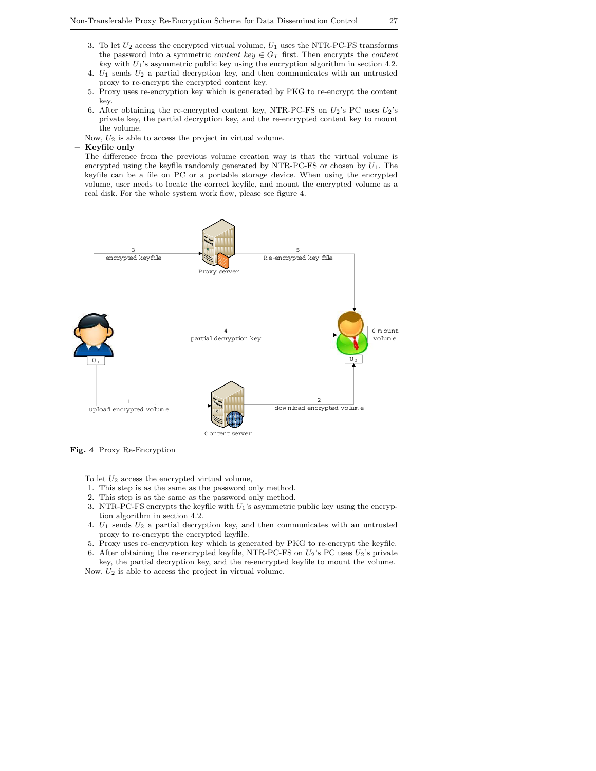3. To let $U_2$ access the encrypted virtual volume, $U_1$ uses the NTR-PC-FS transforms the password into a symmetric *content key* $\in G_T$ first. Then encrypts the *content key* with $U_1$'s asymmetric public key using the encryption algorithm in section 4.2.
4. $U_1$ sends $U_2$ a partial decryption key, and then communicates with an untrusted proxy to re-encrypt the encrypted content key.
5. Proxy uses re-encryption key which is generated by PKG to re-encrypt the content key.
6. After obtaining the re-encrypted content key, NTR-PC-FS on $U_2$'s PC uses $U_2$'s private key, the partial decryption key, and the re-encrypted content key to mount the volume.

Now, $U_2$ is able to access the project in virtual volume.

– **Keyfile only**
The difference from the previous volume creation way is that the virtual volume is encrypted using the keyfile randomly generated by NTR-PC-FS or chosen by $U_1$. The keyfile can be a file on PC or a portable storage device. When using the encrypted volume, user needs to locate the correct keyfile, and mount the encrypted volume as a real disk. For the whole system work flow, please see figure 4.

**Fig. 4** Proxy Re-Encryption

To let $U_2$ access the encrypted virtual volume,
1. This step is as the same as the password only method.
2. This step is as the same as the password only method.
3. NTR-PC-FS encrypts the keyfile with $U_1$'s asymmetric public key using the encryption algorithm in section 4.2.
4. $U_1$ sends $U_2$ a partial decryption key, and then communicates with an untrusted proxy to re-encrypt the encrypted keyfile.
5. Proxy uses re-encryption key which is generated by PKG to re-encrypt the keyfile.
6. After obtaining the re-encrypted keyfile, NTR-PC-FS on $U_2$'s PC uses $U_2$'s private key, the partial decryption key, and the re-encrypted keyfile to mount the volume.

Now, $U_2$ is able to access the project in virtual volume.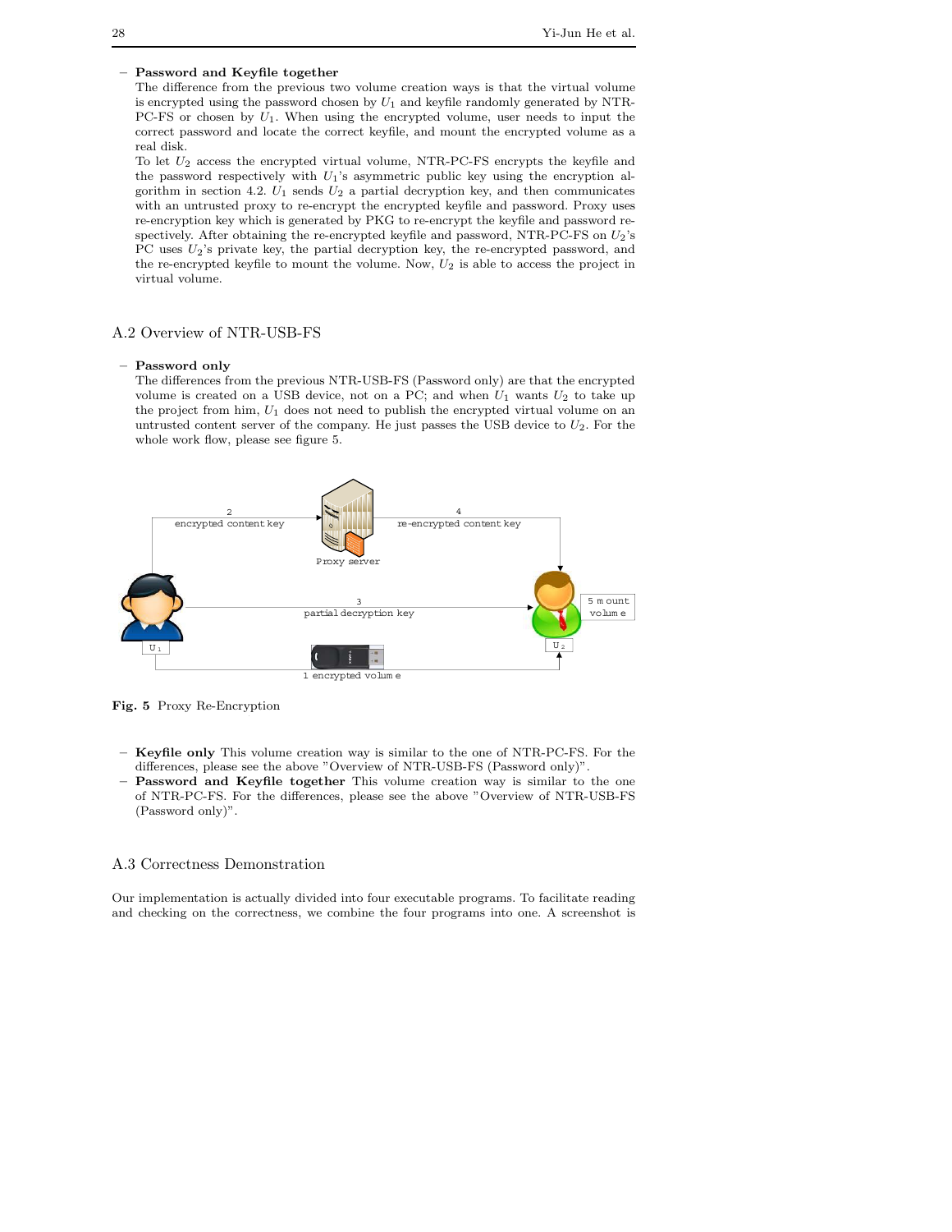– **Password and Keyfile together**
  The difference from the previous two volume creation ways is that the virtual volume is encrypted using the password chosen by $U_1$ and keyfile randomly generated by NTR-PC-FS or chosen by $U_1$. When using the encrypted volume, user needs to input the correct password and locate the correct keyfile, and mount the encrypted volume as a real disk.
  To let $U_2$ access the encrypted virtual volume, NTR-PC-FS encrypts the keyfile and the password respectively with $U_1$'s asymmetric public key using the encryption algorithm in section 4.2. $U_1$ sends $U_2$ a partial decryption key, and then communicates with an untrusted proxy to re-encrypt the encrypted keyfile and password. Proxy uses re-encryption key which is generated by PKG to re-encrypt the keyfile and password respectively. After obtaining the re-encrypted keyfile and password, NTR-PC-FS on $U_2$'s PC uses $U_2$'s private key, the partial decryption key, the re-encrypted password, and the re-encrypted keyfile to mount the volume. Now, $U_2$ is able to access the project in virtual volume.

## A.2 Overview of NTR-USB-FS

– **Password only**
  The differences from the previous NTR-USB-FS (Password only) are that the encrypted volume is created on a USB device, not on a PC; and when $U_1$ wants $U_2$ to take up the project from him, $U_1$ does not need to publish the encrypted virtual volume on an untrusted content server of the company. He just passes the USB device to $U_2$. For the whole work flow, please see figure 5.

**Fig. 5** Proxy Re-Encryption

– **Keyfile only** This volume creation way is similar to the one of NTR-PC-FS. For the differences, please see the above "Overview of NTR-USB-FS (Password only)".
– **Password and Keyfile together** This volume creation way is similar to the one of NTR-PC-FS. For the differences, please see the above "Overview of NTR-USB-FS (Password only)".

## A.3 Correctness Demonstration

Our implementation is actually divided into four executable programs. To facilitate reading and checking on the correctness, we combine the four programs into one. A screenshot is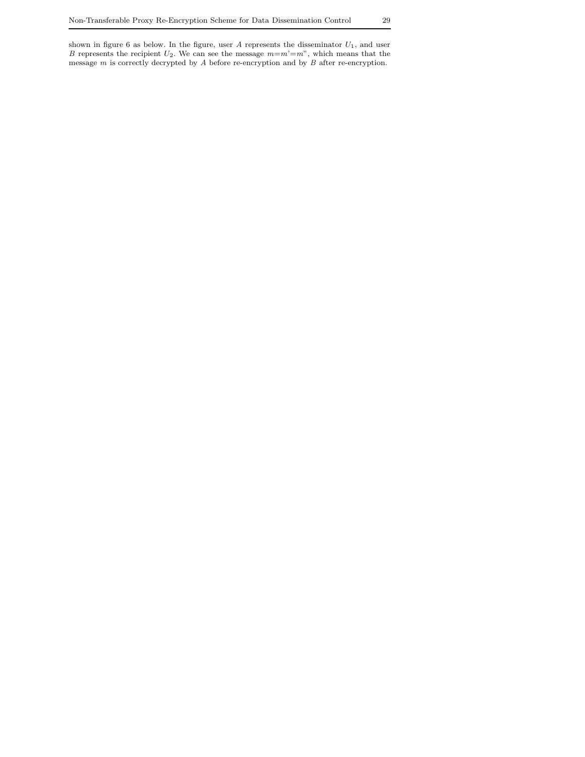shown in figure 6 as below. In the figure, user $A$ represents the disseminator $U_1$, and user $B$ represents the recipient $U_2$. We can see the message $m$=$m$'=$m$", which means that the message $m$ is correctly decrypted by $A$ before re-encryption and by $B$ after re-encryption.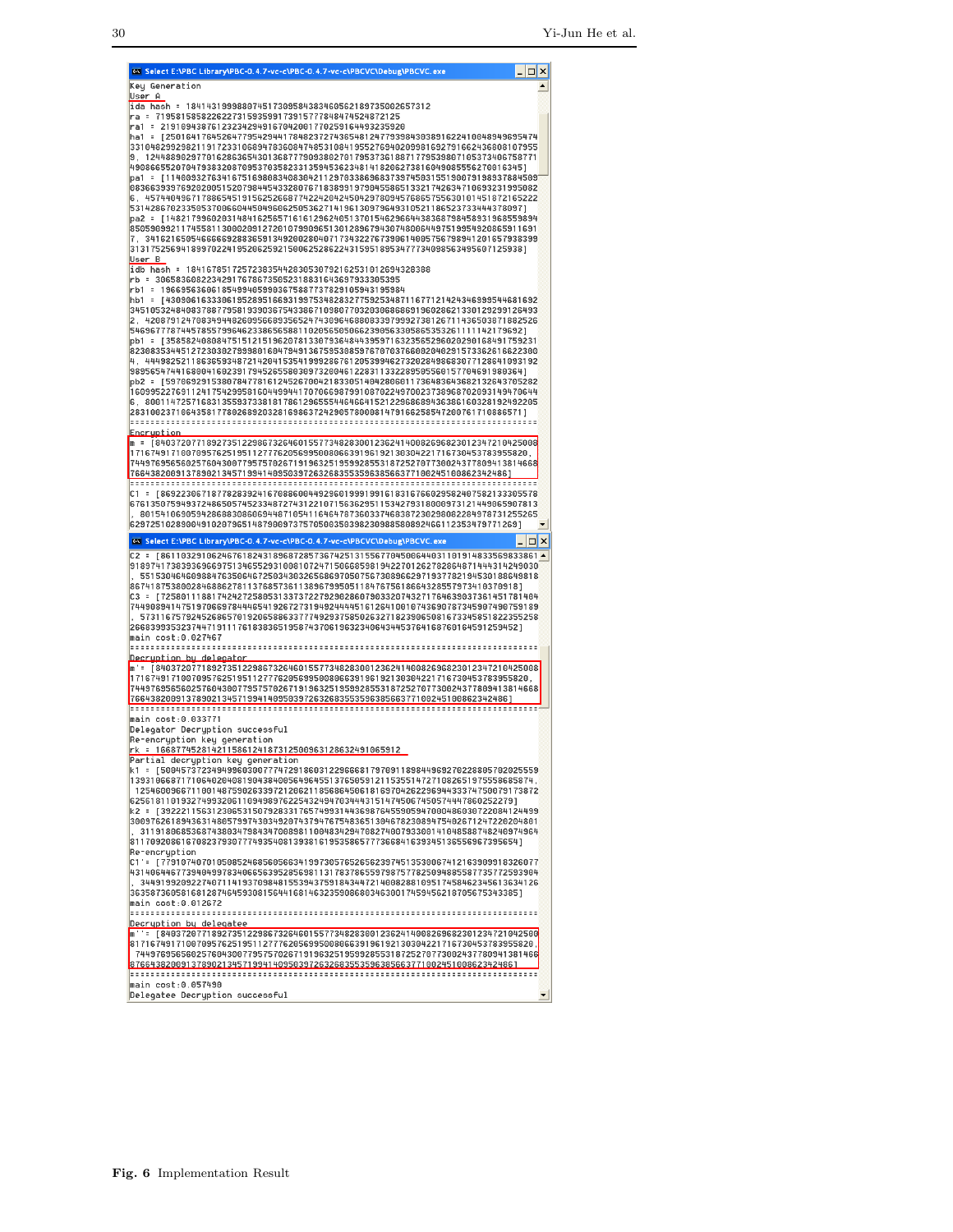```
Select E:\PBC Library\PBC-0.4.7-vc-c\PBC-0.4.7-vc-c\PBCVC\Debug\PBCVC.exe
Key Generation
User A
ida hash = 1841431999880745173095843834605621897350026573l2
ra = 719581585822622731593599173915778484745248721 25
ra1 = 219109438761232342949167042001770259164493235920
ha1 = [250164176452647795429441784823727436548124779398430389162241004894969547 4
331048299298211917233106894783608474853108419552769402099816927916624368080179 55
9, 124488902977016286365430136877790938027017953736188717795398071053734067587 71
490866552070479383208709537035823313594536234814182062738160490855562700163 45]
pa1 = [114009327634167516980834083042112970338696837397450315519007919893788450 9
083663939769202005152079844543328076718389919790455865133217426347106932319950 82
6, 457440496717886545191562526687742242042450429780945768657556301014518721652 22
531428670233505370066044504968625053627141961309796493105211865237334443780 97]
pa2 = [148217996020314841625657161612962405137015462966443836879845893196855989 4
850590992117455811300020912720107990965130128967943074800644975199549208659116 91
7, 341621650546666928836591349200280407173432276739961400575679894120165793839 9
313175256941899702241952062592150062528622431595189534777340985634956071259 38]
User B
idb hash = 184167851725723835442830530792162531012694328388
rb = 306583608223429176786735052318831643697933305395
rb1 = 196695636061854994059903675887737829105943195984
hb1 = [430906163330619528951669319975348283277592534871167712142434699954468169 2
345105324840837887795819390367543386710980770320306868691960286213301292991264 93
2, 420879124708349449826095660935652474309646880833979992738126711436503871882 526
546967778744578557996462338656588110205650506623905633058653532611111421796 92]
pb1 = [358582408084751512151962078133079364844395971632356529602029016849175923 1
823083534451272303027999801604794913675953085976707037660020402915733626166223 00
4, 444982521186365934872142041535419992867612053994627320284986830771286410931 92
989565474416800416023917945265580309732004612283113322895055601577046919803 64]
pb2 = [597069291538078477816124562670042183305140428060117364836436821326437052 82
160995227691124175429950160499441707066987991087022497002373096870209314947064 4
6, 800114725716831355937338181786129655544646641522129686894363861603281924922 05
283100237106435817780268920328169863724290578000814791662585472607617108865 71]
============================================================================
Encryption
m = [840372077189273512298673264601557734828300123624140082696823012347210425008
171674917100709576251951127776205699500806639196192130304221716730453783955820,
744976956560257604300779575702671919632519599285531872527077300243778094138146 68
766438200913789021345719941409503972632683553596385663771002451008623424 86]
============================================================================
C1 = [869223067187782839241670886004492960199919916183167660295824075821333055 78
676135075949372486505745233487274312210715636295115342793180009731214490659078 13
, 801541069059428688308606694487105411646478736033746838723029808228497873125526 5
629725102890049102079651487900973757050035039823098858089246611235347977126 9]
```

```
Select E:\PBC Library\PBC-0.4.7-vc-c\PBC-0.4.7-vc-c\PBCVC\Debug\PBCVC.exe
C2 = [861103291062467618243189687285736742513155677045006440310191483356983386 1
918974173839366697513465529310081072471506685981942270126278286487144431424903 0
, 551530464609884763506467250340302656869705075673089662971937782194530188649818
86741875380028468862781137685736113896799505118476756186643285579734103709 18]
C3 = [725801118817424272589531337372279290286079033207432717646390373614517814 04
744908941475197066978444654192672731949244445161264100107436907873459074907591 89
, 573116757924526865701920658863377749293758502632718239065081673345851822355258
266839935323744719111761838365195874370619632340643445376416876016459125945 2]
main cost:0.027467
============================================================================
Decryption by delegator
m' = [84037207718927351229867326460155773482830012362414008269682301234721042500 8
171674917100709576251951127776205699500806639196192130304221716730453783955820,
744976956560257604300779575702671919632519599285531872527077300243778094138146 68
766438200913789021345719941409503972632683553596385663771002451008623424 86]
============================================================================
main cost:0.033771
Delegator Decryption successful
Re-encryption key generation
rk = 1668774528142115861241873125009631286324910659 12
Partial decryption key generation
k1 = [509457372349499603007774729186031229666817970911898449692702288057920255 59
139310668717106402040819043840056496455137650591211535514727108265197555868587 4,
125460096671100148759026339721206211856864506181697042622969443337475007917387 2
625618110193274993206110949897622543249470344431514745067450574447860252 279]
k2 = [392221156312306531507928331765749931443698764559059470004860307220841244 99
300976261894363148057997430349207437947675483651304678230894754026712472262048 01
, 311918068536874380347984347008981100483429470827400793300141048588748240974 96 4
811709208616708237930777493540813938161953586577736684163934513655696739565 4]
Re-encryption
C1' = [779107407010508524685605663419973057652656239745135300674121639099183260 77
431406446773940499783406656395285698113178378655979875778250948855877357725939 04
, 344919920922740711419370984815539437591843447214008288109517458462345613634126
363587360581681287464593081564416814632359086803463001745945621870567534 3385]
main cost:0.012672
============================================================================
Decryption by delegatee
m'' = [84037207718927351229867326460155773482830012362414008269682301234721042500
8171674917100709576251951127776205699500806639196192130304221716730453783955820,
744976956560257604300779575702671919632519599285531872527077300243778094138146 6
8766438200913789021345719941409503972632683553596385663771002451008623424 86]
============================================================================
main cost:0.057490
Delegatee Decryption successful
```

Fig. 6 Implementation Result